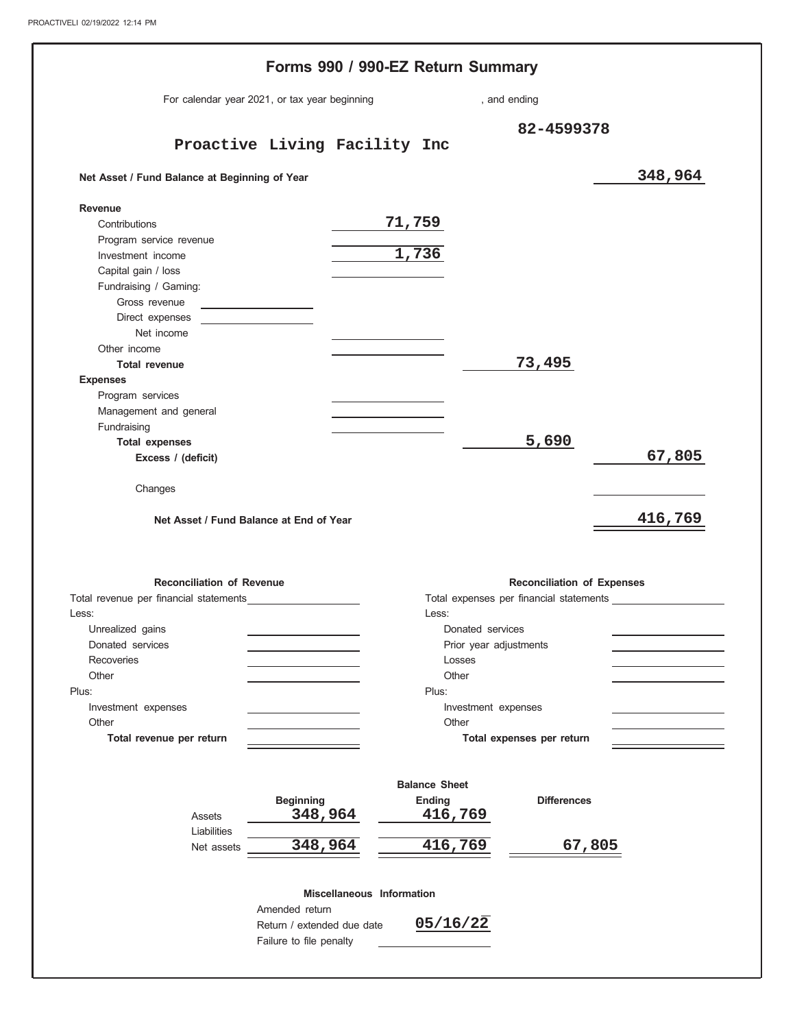# Forms 990 / 990-EZ Return Summary

For calendar year 2021, or tax year beginning , and ending

**Proactive Living Facility Inc**

82-4599378

| | | | |
|---|---|---|---|
| **Net Asset / Fund Balance at Beginning of Year** | | | 348,964 |
| **Revenue** | | | |
| Contributions | 71,759 | | |
| Program service revenue | | | |
| Investment income | 1,736 | | |
| Capital gain / loss | | | |
| Fundraising / Gaming: | | | |
| Gross revenue | | | |
| Direct expenses | | | |
| Net income | | | |
| Other income | | | |
| **Total revenue** | | 73,495 | |
| **Expenses** | | | |
| Program services | | | |
| Management and general | | | |
| Fundraising | | | |
| **Total expenses** | | 5,690 | |
| **Excess / (deficit)** | | | 67,805 |
| Changes | | | |
| **Net Asset / Fund Balance at End of Year** | | | 416,769 |

| **Reconciliation of Revenue** | | **Reconciliation of Expenses** | |
|---|---|---|---|
| Total revenue per financial statements | | Total expenses per financial statements | |
| Less: | | Less: | |
| Unrealized gains | | Donated services | |
| Donated services | | Prior year adjustments | |
| Recoveries | | Losses | |
| Other | | Other | |
| Plus: | | Plus: | |
| Investment expenses | | Investment expenses | |
| Other | | Other | |
| **Total revenue per return** | | **Total expenses per return** | |

**Balance Sheet**

| | Beginning | Ending | Differences |
|---|---|---|---|
| Assets | 348,964 | 416,769 | |
| Liabilities | | | |
| Net assets | 348,964 | 416,769 | 67,805 |

**Miscellaneous Information**

| | |
|---|---|
| Amended return | |
| Return / extended due date | 05/16/22 |
| Failure to file penalty | |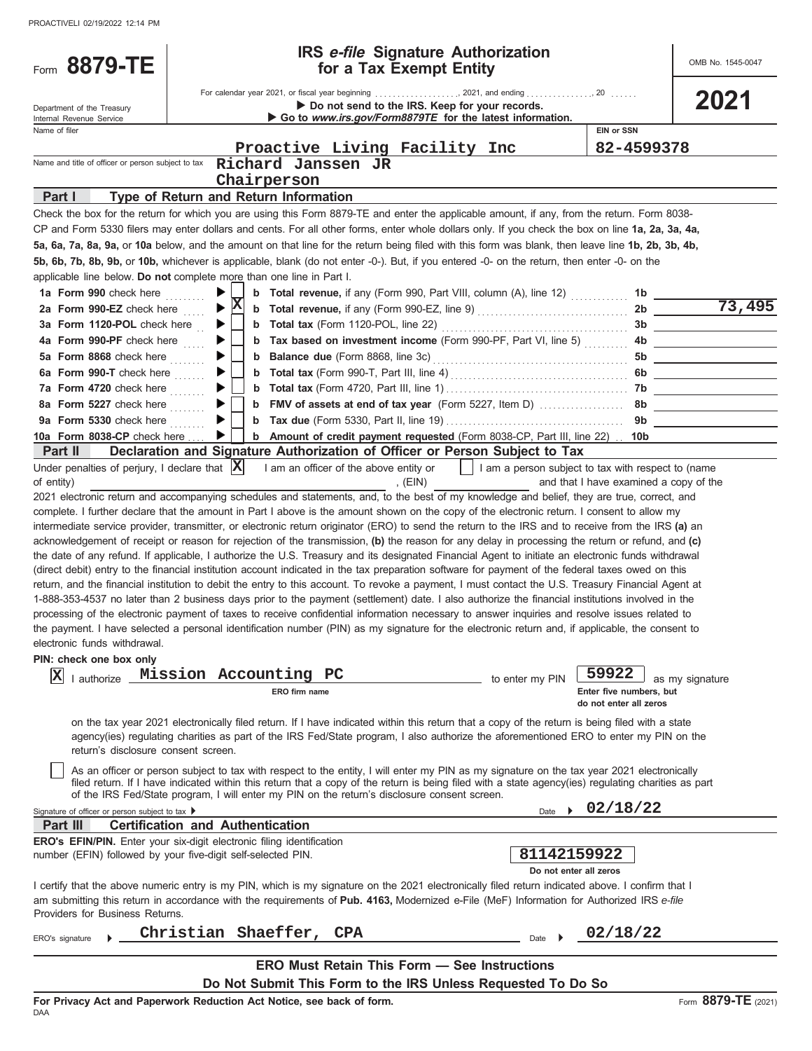# Form 8879-TE

## IRS *e-file* Signature Authorization for a Tax Exempt Entity

OMB No. 1545-0047

**2021**

Department of the Treasury
Internal Revenue Service

For calendar year 2021, or fiscal year beginning ..................., 2021, and ending ..............., 20 ......

▶ **Do not send to the IRS. Keep for your records.**
▶ **Go to *www.irs.gov/Form8879TE* for the latest information.**

Name of filer: **Proactive Living Facility Inc**

EIN or SSN: **82-4599378**

Name and title of officer or person subject to tax: **Richard Janssen JR**
**Chairperson**

### Part I — Type of Return and Return Information

Check the box for the return for which you are using this Form 8879-TE and enter the applicable amount, if any, from the return. Form 8038-CP and Form 5330 filers may enter dollars and cents. For all other forms, enter whole dollars only. If you check the box on line **1a, 2a, 3a, 4a, 5a, 6a, 7a, 8a, 9a,** or **10a** below, and the amount on that line for the return being filed with this form was blank, then leave line **1b, 2b, 3b, 4b, 5b, 6b, 7b, 8b, 9b,** or **10b,** whichever is applicable, blank (do not enter -0-). But, if you entered -0- on the return, then enter -0- on the applicable line below. **Do not** complete more than one line in Part I.

| Line | Check | Description | Line | Amount |
|---|---|---|---|---|
| **1a Form 990** check here | ☐ | **b Total revenue,** if any (Form 990, Part VIII, column (A), line 12) | 1b | |
| **2a Form 990-EZ** check here | ☒ | **b Total revenue,** if any (Form 990-EZ, line 9) | 2b | 73,495 |
| **3a Form 1120-POL** check here | ☐ | **b Total tax** (Form 1120-POL, line 22) | 3b | |
| **4a Form 990-PF** check here | ☐ | **b Tax based on investment income** (Form 990-PF, Part VI, line 5) | 4b | |
| **5a Form 8868** check here | ☐ | **b Balance due** (Form 8868, line 3c) | 5b | |
| **6a Form 990-T** check here | ☐ | **b Total tax** (Form 990-T, Part III, line 4) | 6b | |
| **7a Form 4720** check here | ☐ | **b Total tax** (Form 4720, Part III, line 1) | 7b | |
| **8a Form 5227** check here | ☐ | **b FMV of assets at end of tax year** (Form 5227, Item D) | 8b | |
| **9a Form 5330** check here | ☐ | **b Tax due** (Form 5330, Part II, line 19) | 9b | |
| **10a Form 8038-CP** check here | ☐ | **b Amount of credit payment requested** (Form 8038-CP, Part III, line 22) | 10b | |

### Part II — Declaration and Signature Authorization of Officer or Person Subject to Tax

Under penalties of perjury, I declare that ☒ I am an officer of the above entity or ☐ I am a person subject to tax with respect to (name of entity) ______________________, (EIN) ____________ and that I have examined a copy of the 2021 electronic return and accompanying schedules and statements, and, to the best of my knowledge and belief, they are true, correct, and complete. I further declare that the amount in Part I above is the amount shown on the copy of the electronic return. I consent to allow my intermediate service provider, transmitter, or electronic return originator (ERO) to send the return to the IRS and to receive from the IRS **(a)** an acknowledgement of receipt or reason for rejection of the transmission, **(b)** the reason for any delay in processing the return or refund, and **(c)** the date of any refund. If applicable, I authorize the U.S. Treasury and its designated Financial Agent to initiate an electronic funds withdrawal (direct debit) entry to the financial institution account indicated in the tax preparation software for payment of the federal taxes owed on this return, and the financial institution to debit the entry to this account. To revoke a payment, I must contact the U.S. Treasury Financial Agent at 1-888-353-4537 no later than 2 business days prior to the payment (settlement) date. I also authorize the financial institutions involved in the processing of the electronic payment of taxes to receive confidential information necessary to answer inquiries and resolve issues related to the payment. I have selected a personal identification number (PIN) as my signature for the electronic return and, if applicable, the consent to electronic funds withdrawal.

**PIN: check one box only**

☒ I authorize **Mission Accounting PC** (ERO firm name) to enter my PIN **59922** (Enter five numbers, but do not enter all zeros) as my signature on the tax year 2021 electronically filed return. If I have indicated within this return that a copy of the return is being filed with a state agency(ies) regulating charities as part of the IRS Fed/State program, I also authorize the aforementioned ERO to enter my PIN on the return's disclosure consent screen.

☐ As an officer or person subject to tax with respect to the entity, I will enter my PIN as my signature on the tax year 2021 electronically filed return. If I have indicated within this return that a copy of the return is being filed with a state agency(ies) regulating charities as part of the IRS Fed/State program, I will enter my PIN on the return's disclosure consent screen.

Signature of officer or person subject to tax ▶ ____________________ Date ▶ **02/18/22**

### Part III — Certification and Authentication

**ERO's EFIN/PIN.** Enter your six-digit electronic filing identification number (EFIN) followed by your five-digit self-selected PIN. **81142159922** (Do not enter all zeros)

I certify that the above numeric entry is my PIN, which is my signature on the 2021 electronically filed return indicated above. I confirm that I am submitting this return in accordance with the requirements of **Pub. 4163,** Modernized e-File (MeF) Information for Authorized IRS *e-file* Providers for Business Returns.

ERO's signature ▶ **Christian Shaeffer, CPA** Date ▶ **02/18/22**

**ERO Must Retain This Form — See Instructions**

**Do Not Submit This Form to the IRS Unless Requested To Do So**

**For Privacy Act and Paperwork Reduction Act Notice, see back of form.**

DAA

Form **8879-TE** (2021)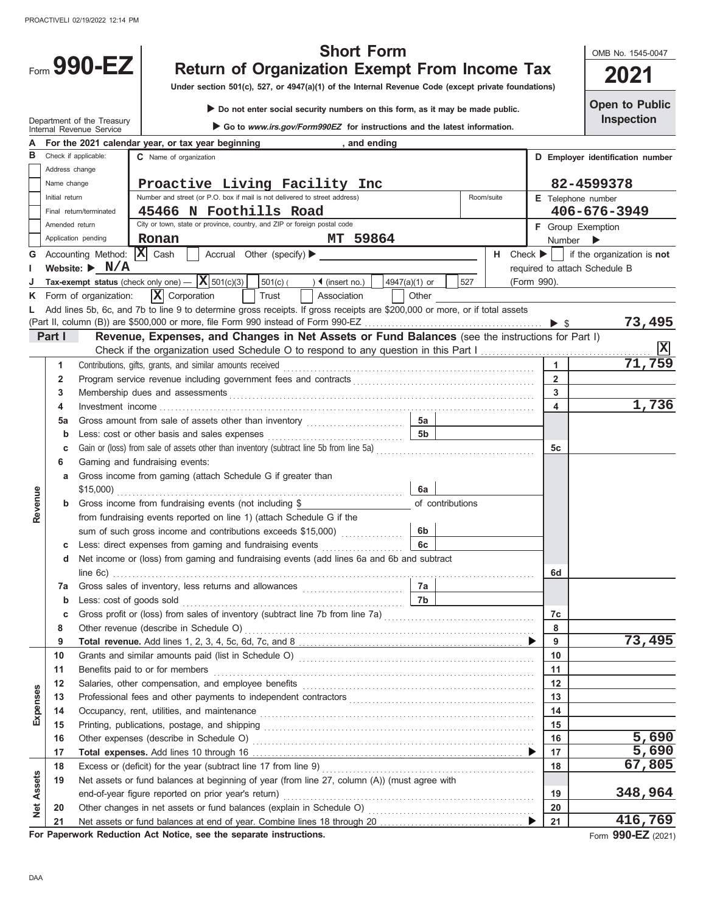PROACTIVELI 02/19/2022 12:14 PM

# Form 990-EZ

## Short Form Return of Organization Exempt From Income Tax

**Under section 501(c), 527, or 4947(a)(1) of the Internal Revenue Code (except private foundations)**

▶ Do not enter social security numbers on this form, as it may be made public.

▶ Go to *www.irs.gov/Form990EZ* for instructions and the latest information.

Department of the Treasury
Internal Revenue Service

OMB No. 1545-0047

**2021**

**Open to Public Inspection**

**A** For the 2021 calendar year, or tax year beginning , and ending

**B** Check if applicable:
- [ ] Address change
- [ ] Name change
- [ ] Initial return
- [ ] Final return/terminated
- [ ] Amended return
- [ ] Application pending

**C** Name of organization: **Proactive Living Facility Inc**

Number and street (or P.O. box if mail is not delivered to street address): **45466 N Foothills Road** Room/suite:

City or town, state or province, country, and ZIP or foreign postal code: **Ronan MT 59864**

**D** Employer identification number: **82-4599378**

**E** Telephone number: **406-676-3949**

**F** Group Exemption Number ▶

**G** Accounting Method: [X] Cash [ ] Accrual Other (specify) ▶

**H** Check ▶ [ ] if the organization is **not** required to attach Schedule B (Form 990).

**I** Website: ▶ **N/A**

**J** Tax-exempt status (check only one) — [X] 501(c)(3) [ ] 501(c) ( ) ◀ (insert no.) [ ] 4947(a)(1) or [ ] 527

**K** Form of organization: [X] Corporation [ ] Trust [ ] Association [ ] Other

**L** Add lines 5b, 6c, and 7b to line 9 to determine gross receipts. If gross receipts are $200,000 or more, or if total assets (Part II, column (B)) are $500,000 or more, file Form 990 instead of Form 990-EZ ▶ $ **73,495**

## Part I Revenue, Expenses, and Changes in Net Assets or Fund Balances (see the instructions for Part I)

Check if the organization used Schedule O to respond to any question in this Part I [X]

| Section | Line | Description | | Amount |
|---|---|---|---|---|
| Revenue | 1 | Contributions, gifts, grants, and similar amounts received | 1 | 71,759 |
| | 2 | Program service revenue including government fees and contracts | 2 | |
| | 3 | Membership dues and assessments | 3 | |
| | 4 | Investment income | 4 | 1,736 |
| | 5a | Gross amount from sale of assets other than inventory — 5a | | |
| | b | Less: cost or other basis and sales expenses — 5b | | |
| | c | Gain or (loss) from sale of assets other than inventory (subtract line 5b from line 5a) | 5c | |
| | 6 | Gaming and fundraising events: | | |
| | a | Gross income from gaming (attach Schedule G if greater than $15,000) — 6a | | |
| | b | Gross income from fundraising events (not including $ ____ of contributions from fundraising events reported on line 1) (attach Schedule G if the sum of such gross income and contributions exceeds $15,000) — 6b | | |
| | c | Less: direct expenses from gaming and fundraising events — 6c | | |
| | d | Net income or (loss) from gaming and fundraising events (add lines 6a and 6b and subtract line 6c) | 6d | |
| | 7a | Gross sales of inventory, less returns and allowances — 7a | | |
| | b | Less: cost of goods sold — 7b | | |
| | c | Gross profit or (loss) from sales of inventory (subtract line 7b from line 7a) | 7c | |
| | 8 | Other revenue (describe in Schedule O) | 8 | |
| | 9 | **Total revenue.** Add lines 1, 2, 3, 4, 5c, 6d, 7c, and 8 ▶ | 9 | 73,495 |
| Expenses | 10 | Grants and similar amounts paid (list in Schedule O) | 10 | |
| | 11 | Benefits paid to or for members | 11 | |
| | 12 | Salaries, other compensation, and employee benefits | 12 | |
| | 13 | Professional fees and other payments to independent contractors | 13 | |
| | 14 | Occupancy, rent, utilities, and maintenance | 14 | |
| | 15 | Printing, publications, postage, and shipping | 15 | |
| | 16 | Other expenses (describe in Schedule O) | 16 | 5,690 |
| | 17 | **Total expenses.** Add lines 10 through 16 ▶ | 17 | 5,690 |
| Net Assets | 18 | Excess or (deficit) for the year (subtract line 17 from line 9) | 18 | 67,805 |
| | 19 | Net assets or fund balances at beginning of year (from line 27, column (A)) (must agree with end-of-year figure reported on prior year's return) | 19 | 348,964 |
| | 20 | Other changes in net assets or fund balances (explain in Schedule O) | 20 | |
| | 21 | Net assets or fund balances at end of year. Combine lines 18 through 20 ▶ | 21 | 416,769 |

**For Paperwork Reduction Act Notice, see the separate instructions.**

Form **990-EZ** (2021)

DAA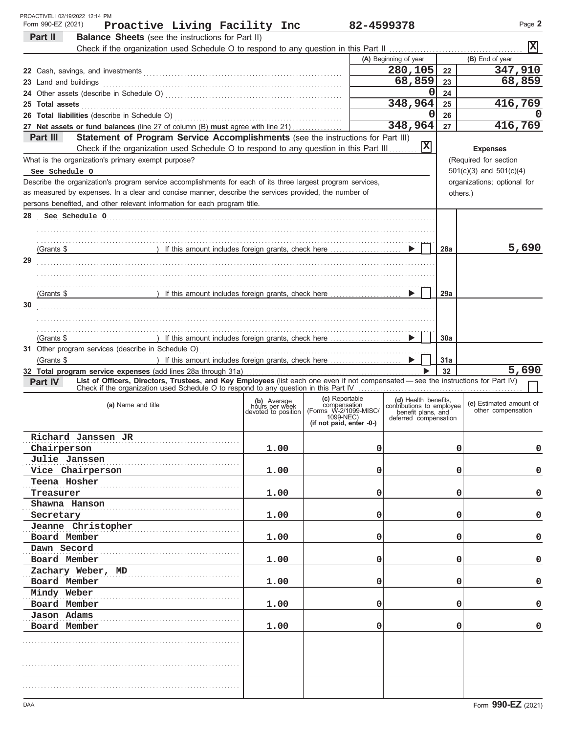PROACTIVELI 02/19/2022 12:14 PM

Form 990-EZ (2021) **Proactive Living Facility Inc** **82-4599378** Page **2**

## Part II Balance Sheets (see the instructions for Part II)

Check if the organization used Schedule O to respond to any question in this Part II ..... [X]

| | (A) Beginning of year | | (B) End of year |
|---|---|---|---|
| 22 Cash, savings, and investments | 280,105 | 22 | 347,910 |
| 23 Land and buildings | 68,859 | 23 | 68,859 |
| 24 Other assets (describe in Schedule O) | 0 | 24 | |
| 25 **Total assets** | 348,964 | 25 | 416,769 |
| 26 **Total liabilities** (describe in Schedule O) | 0 | 26 | 0 |
| 27 **Net assets or fund balances** (line 27 of column (B) **must** agree with line 21) | 348,964 | 27 | 416,769 |

## Part III Statement of Program Service Accomplishments (see the instructions for Part III)

Check if the organization used Schedule O to respond to any question in this Part III ..... [X]

What is the organization's primary exempt purpose?

See Schedule O

Describe the organization's program service accomplishments for each of its three largest program services, as measured by expenses. In a clear and concise manner, describe the services provided, the number of persons benefited, and other relevant information for each program title.

**Expenses** (Required for section 501(c)(3) and 501(c)(4) organizations; optional for others.)

| | | | Expenses |
|---|---|---|---|
| 28 | See Schedule O<br>(Grants $ ) If this amount includes foreign grants, check here ▶ [ ] | 28a | 5,690 |
| 29 | (Grants $ ) If this amount includes foreign grants, check here ▶ [ ] | 29a | |
| 30 | (Grants $ ) If this amount includes foreign grants, check here ▶ [ ] | 30a | |
| 31 | Other program services (describe in Schedule O)<br>(Grants $ ) If this amount includes foreign grants, check here ▶ [ ] | 31a | |
| 32 | **Total program service expenses** (add lines 28a through 31a) ▶ | 32 | 5,690 |

## Part IV List of Officers, Directors, Trustees, and Key Employees (list each one even if not compensated — see the instructions for Part IV)

Check if the organization used Schedule O to respond to any question in this Part IV ..... [ ]

| (a) Name and title | (b) Average hours per week devoted to position | (c) Reportable compensation (Forms W-2/1099-MISC/ 1099-NEC) (if not paid, enter -0-) | (d) Health benefits, contributions to employee benefit plans, and deferred compensation | (e) Estimated amount of other compensation |
|---|---|---|---|---|
| Richard Janssen JR<br>Chairperson | 1.00 | 0 | 0 | 0 |
| Julie Janssen<br>Vice Chairperson | 1.00 | 0 | 0 | 0 |
| Teena Hosher<br>Treasurer | 1.00 | 0 | 0 | 0 |
| Shawna Hanson<br>Secretary | 1.00 | 0 | 0 | 0 |
| Jeanne Christopher<br>Board Member | 1.00 | 0 | 0 | 0 |
| Dawn Secord<br>Board Member | 1.00 | 0 | 0 | 0 |
| Zachary Weber, MD<br>Board Member | 1.00 | 0 | 0 | 0 |
| Mindy Weber<br>Board Member | 1.00 | 0 | 0 | 0 |
| Jason Adams<br>Board Member | 1.00 | 0 | 0 | 0 |
| | | | | |
| | | | | |
| | | | | |

DAA Form **990-EZ** (2021)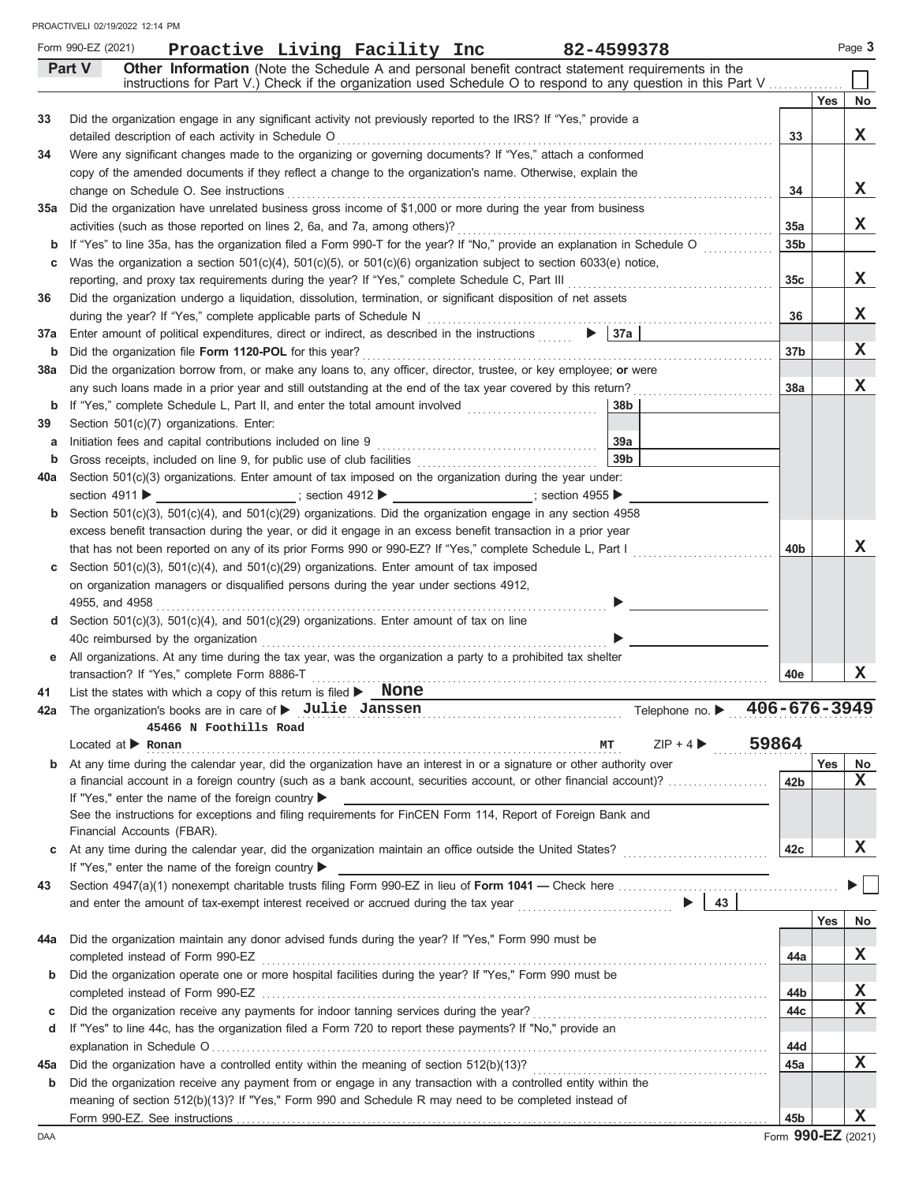Form 990-EZ (2021) **Proactive Living Facility Inc** 82-4599378

## Part V Other Information

(Note the Schedule A and personal benefit contract statement requirements in the instructions for Part V.) Check if the organization used Schedule O to respond to any question in this Part V ☐

| | | | Yes | No |
|---|---|---|---|---|
| **33** | Did the organization engage in any significant activity not previously reported to the IRS? If "Yes," provide a detailed description of each activity in Schedule O | 33 | | X |
| **34** | Were any significant changes made to the organizing or governing documents? If "Yes," attach a conformed copy of the amended documents if they reflect a change to the organization's name. Otherwise, explain the change on Schedule O. See instructions | 34 | | X |
| **35a** | Did the organization have unrelated business gross income of $1,000 or more during the year from business activities (such as those reported on lines 2, 6a, and 7a, among others)? | 35a | | X |
| **b** | If "Yes" to line 35a, has the organization filed a Form 990-T for the year? If "No," provide an explanation in Schedule O | 35b | | |
| **c** | Was the organization a section 501(c)(4), 501(c)(5), or 501(c)(6) organization subject to section 6033(e) notice, reporting, and proxy tax requirements during the year? If "Yes," complete Schedule C, Part III | 35c | | X |
| **36** | Did the organization undergo a liquidation, dissolution, termination, or significant disposition of net assets during the year? If "Yes," complete applicable parts of Schedule N | 36 | | X |
| **37a** | Enter amount of political expenditures, direct or indirect, as described in the instructions ▶ 37a | | | |
| **b** | Did the organization file **Form 1120-POL** for this year? | 37b | | X |
| **38a** | Did the organization borrow from, or make any loans to, any officer, director, trustee, or key employee; **or** were any such loans made in a prior year and still outstanding at the end of the tax year covered by this return? | 38a | | X |
| **b** | If "Yes," complete Schedule L, Part II, and enter the total amount involved 38b | | | |
| **39** | Section 501(c)(7) organizations. Enter: | | | |
| **a** | Initiation fees and capital contributions included on line 9 39a | | | |
| **b** | Gross receipts, included on line 9, for public use of club facilities 39b | | | |
| **40a** | Section 501(c)(3) organizations. Enter amount of tax imposed on the organization during the year under: section 4911 ▶ ; section 4912 ▶ ; section 4955 ▶ | | | |
| **b** | Section 501(c)(3), 501(c)(4), and 501(c)(29) organizations. Did the organization engage in any section 4958 excess benefit transaction during the year, or did it engage in an excess benefit transaction in a prior year that has not been reported on any of its prior Forms 990 or 990-EZ? If "Yes," complete Schedule L, Part I | 40b | | X |
| **c** | Section 501(c)(3), 501(c)(4), and 501(c)(29) organizations. Enter amount of tax imposed on organization managers or disqualified persons during the year under sections 4912, 4955, and 4958 ▶ | | | |
| **d** | Section 501(c)(3), 501(c)(4), and 501(c)(29) organizations. Enter amount of tax on line 40c reimbursed by the organization ▶ | | | |
| **e** | All organizations. At any time during the tax year, was the organization a party to a prohibited tax shelter transaction? If "Yes," complete Form 8886-T | 40e | | X |

**41** List the states with which a copy of this return is filed ▶ **None**

**42a** The organization's books are in care of ▶ **Julie Janssen** Telephone no. ▶ **406-676-3949**

45466 N Foothills Road

Located at ▶ **Ronan** MT ZIP + 4 ▶ **59864**

| | | | Yes | No |
|---|---|---|---|---|
| **b** | At any time during the calendar year, did the organization have an interest in or a signature or other authority over a financial account in a foreign country (such as a bank account, securities account, or other financial account)? If "Yes," enter the name of the foreign country ▶ See the instructions for exceptions and filing requirements for FinCEN Form 114, Report of Foreign Bank and Financial Accounts (FBAR). | 42b | | X |
| **c** | At any time during the calendar year, did the organization maintain an office outside the United States? If "Yes," enter the name of the foreign country ▶ | 42c | | X |

**43** Section 4947(a)(1) nonexempt charitable trusts filing Form 990-EZ in lieu of **Form 1041** — Check here ▶ ☐ and enter the amount of tax-exempt interest received or accrued during the tax year ▶ 43

| | | | Yes | No |
|---|---|---|---|---|
| **44a** | Did the organization maintain any donor advised funds during the year? If "Yes," Form 990 must be completed instead of Form 990-EZ | 44a | | X |
| **b** | Did the organization operate one or more hospital facilities during the year? If "Yes," Form 990 must be completed instead of Form 990-EZ | 44b | | X |
| **c** | Did the organization receive any payments for indoor tanning services during the year? | 44c | | X |
| **d** | If "Yes" to line 44c, has the organization filed a Form 720 to report these payments? If "No," provide an explanation in Schedule O | 44d | | |
| **45a** | Did the organization have a controlled entity within the meaning of section 512(b)(13)? | 45a | | X |
| **b** | Did the organization receive any payment from or engage in any transaction with a controlled entity within the meaning of section 512(b)(13)? If "Yes," Form 990 and Schedule R may need to be completed instead of Form 990-EZ. See instructions | 45b | | X |

Form **990-EZ** (2021)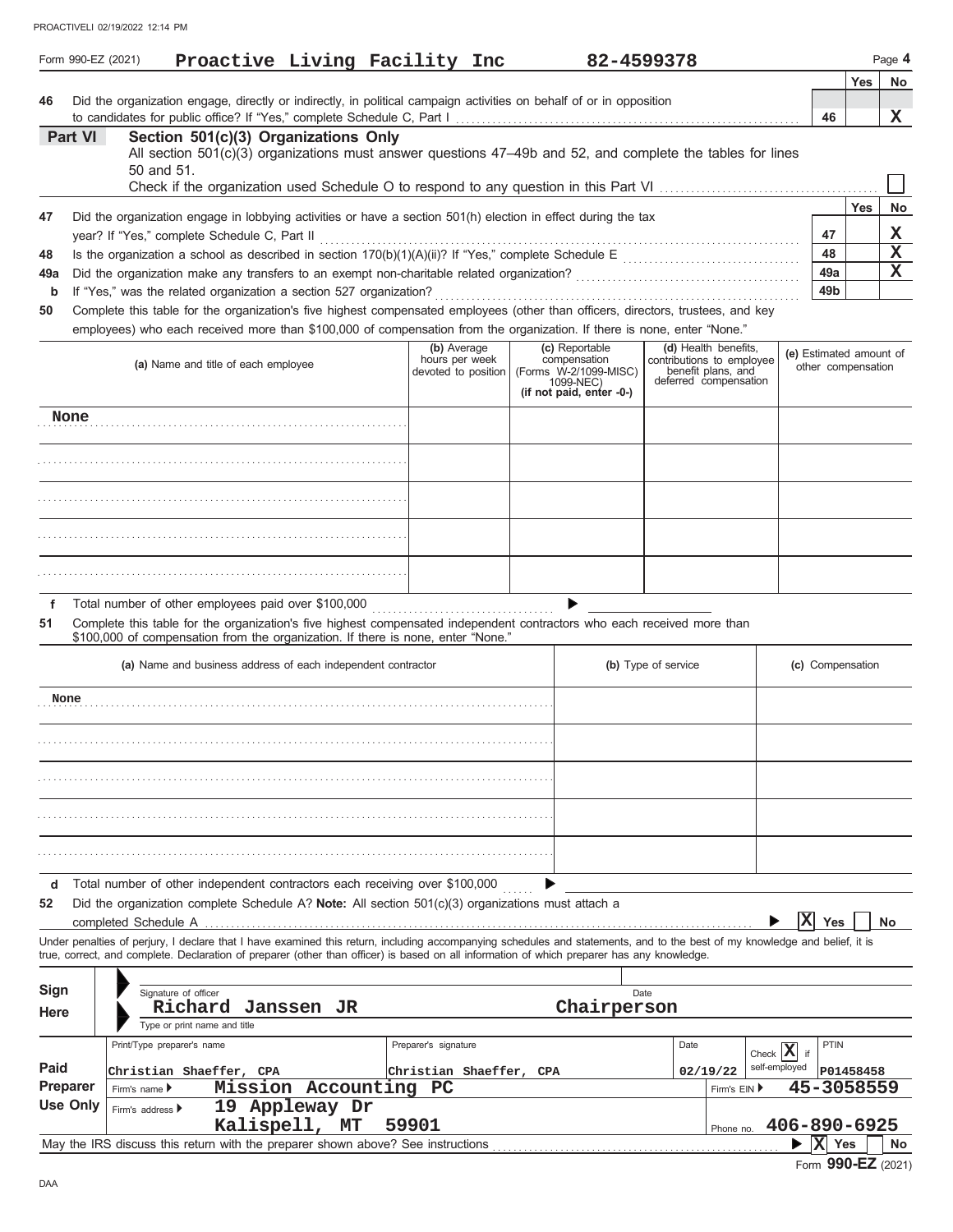Form 990-EZ (2021) **Proactive Living Facility Inc** **82-4599378**

| | | | Yes | No |
|---|---|---|---|---|
| **46** | Did the organization engage, directly or indirectly, in political campaign activities on behalf of or in opposition to candidates for public office? If "Yes," complete Schedule C, Part I | **46** | | **X** |

## Part VI — Section 501(c)(3) Organizations Only

All section 501(c)(3) organizations must answer questions 47–49b and 52, and complete the tables for lines 50 and 51.

Check if the organization used Schedule O to respond to any question in this Part VI ☐

| | | | Yes | No |
|---|---|---|---|---|
| **47** | Did the organization engage in lobbying activities or have a section 501(h) election in effect during the tax year? If "Yes," complete Schedule C, Part II | **47** | | **X** |
| **48** | Is the organization a school as described in section 170(b)(1)(A)(ii)? If "Yes," complete Schedule E | **48** | | **X** |
| **49a** | Did the organization make any transfers to an exempt non-charitable related organization? | **49a** | | **X** |
| **b** | If "Yes," was the related organization a section 527 organization? | **49b** | | |

**50** Complete this table for the organization's five highest compensated employees (other than officers, directors, trustees, and key employees) who each received more than $100,000 of compensation from the organization. If there is none, enter "None."

| (a) Name and title of each employee | (b) Average hours per week devoted to position | (c) Reportable compensation (Forms W-2/1099-MISC/1099-NEC) (if not paid, enter -0-) | (d) Health benefits, contributions to employee benefit plans, and deferred compensation | (e) Estimated amount of other compensation |
|---|---|---|---|---|
| None | | | | |
| | | | | |
| | | | | |
| | | | | |
| | | | | |

**f** Total number of other employees paid over $100,000 ▶

**51** Complete this table for the organization's five highest compensated independent contractors who each received more than $100,000 of compensation from the organization. If there is none, enter "None."

| (a) Name and business address of each independent contractor | (b) Type of service | (c) Compensation |
|---|---|---|
| None | | |
| | | |
| | | |
| | | |
| | | |

**d** Total number of other independent contractors each receiving over $100,000 ▶

**52** Did the organization complete Schedule A? **Note:** All section 501(c)(3) organizations must attach a completed Schedule A ▶ ☒ Yes ☐ No

Under penalties of perjury, I declare that I have examined this return, including accompanying schedules and statements, and to the best of my knowledge and belief, it is true, correct, and complete. Declaration of preparer (other than officer) is based on all information of which preparer has any knowledge.

**Sign Here**

Signature of officer — Date

**Richard Janssen JR** — **Chairperson**

Type or print name and title

**Paid Preparer Use Only**

| Print/Type preparer's name | Preparer's signature | Date | Check ☒ if self-employed | PTIN |
|---|---|---|---|---|
| Christian Shaeffer, CPA | Christian Shaeffer, CPA | 02/19/22 | | P01458458 |

Firm's name ▶ **Mission Accounting PC** — Firm's EIN ▶ **45-3058559**

Firm's address ▶ **19 Appleway Dr, Kalispell, MT 59901** — Phone no. **406-890-6925**

May the IRS discuss this return with the preparer shown above? See instructions ▶ ☒ Yes ☐ No

Form **990-EZ** (2021)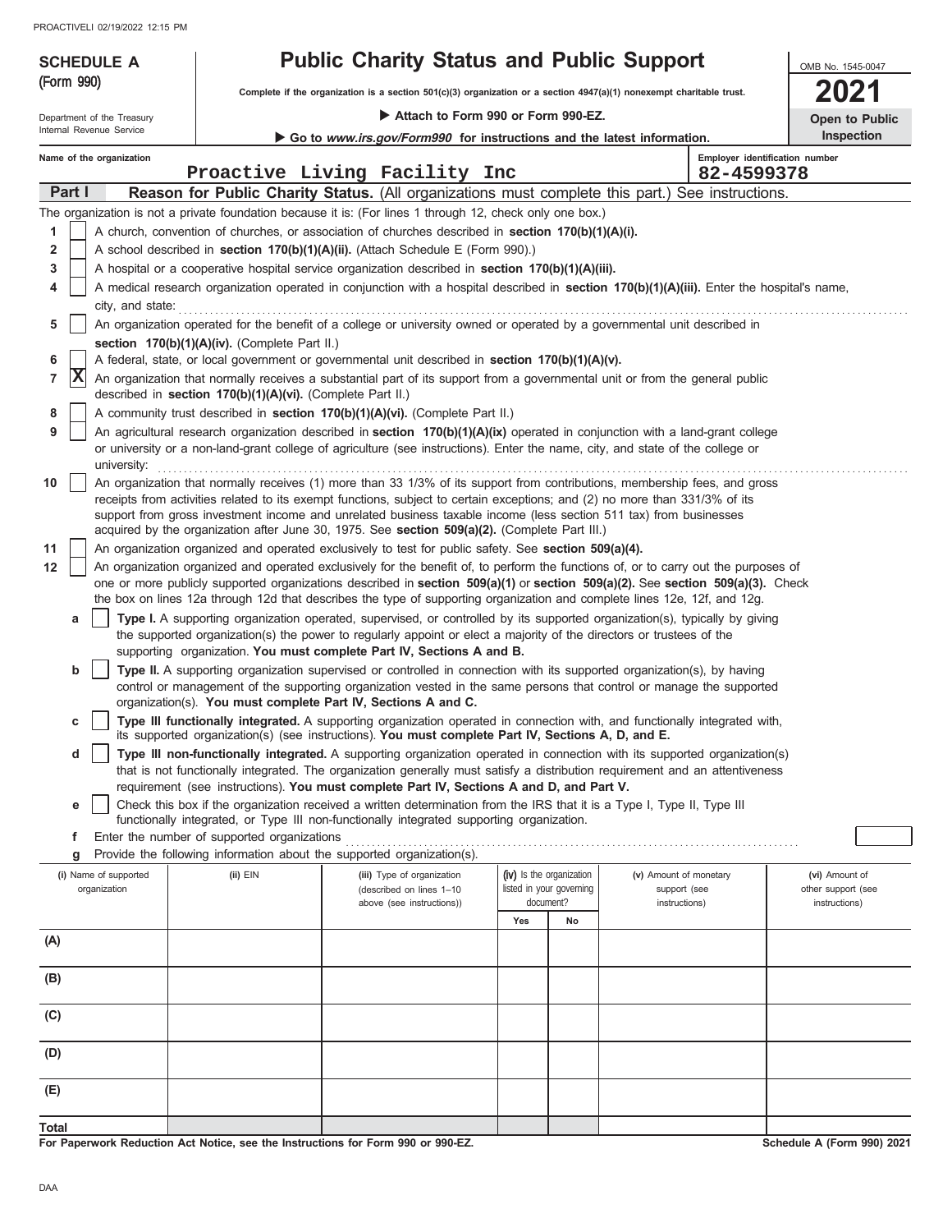PROACTIVELI 02/19/2022 12:15 PM

**SCHEDULE A**
**(Form 990)**

Department of the Treasury
Internal Revenue Service

# Public Charity Status and Public Support

**Complete if the organization is a section 501(c)(3) organization or a section 4947(a)(1) nonexempt charitable trust.**

▶ Attach to Form 990 or Form 990-EZ.

▶ Go to *www.irs.gov/Form990* for instructions and the latest information.

OMB No. 1545-0047

**2021**

**Open to Public Inspection**

Name of the organization: Proactive Living Facility Inc

Employer identification number: 82-4599378

**Part I** **Reason for Public Charity Status.** (All organizations must complete this part.) See instructions.

The organization is not a private foundation because it is: (For lines 1 through 12, check only one box.)

1 [ ] A church, convention of churches, or association of churches described in **section 170(b)(1)(A)(i).**

2 [ ] A school described in **section 170(b)(1)(A)(ii).** (Attach Schedule E (Form 990).)

3 [ ] A hospital or a cooperative hospital service organization described in **section 170(b)(1)(A)(iii).**

4 [ ] A medical research organization operated in conjunction with a hospital described in **section 170(b)(1)(A)(iii).** Enter the hospital's name, city, and state:

5 [ ] An organization operated for the benefit of a college or university owned or operated by a governmental unit described in **section 170(b)(1)(A)(iv).** (Complete Part II.)

6 [ ] A federal, state, or local government or governmental unit described in **section 170(b)(1)(A)(v).**

7 [X] An organization that normally receives a substantial part of its support from a governmental unit or from the general public described in **section 170(b)(1)(A)(vi).** (Complete Part II.)

8 [ ] A community trust described in **section 170(b)(1)(A)(vi).** (Complete Part II.)

9 [ ] An agricultural research organization described in **section 170(b)(1)(A)(ix)** operated in conjunction with a land-grant college or university or a non-land-grant college of agriculture (see instructions). Enter the name, city, and state of the college or university:

10 [ ] An organization that normally receives (1) more than 33 1/3% of its support from contributions, membership fees, and gross receipts from activities related to its exempt functions, subject to certain exceptions; and (2) no more than 331/3% of its support from gross investment income and unrelated business taxable income (less section 511 tax) from businesses acquired by the organization after June 30, 1975. See **section 509(a)(2).** (Complete Part III.)

11 [ ] An organization organized and operated exclusively to test for public safety. See **section 509(a)(4).**

12 [ ] An organization organized and operated exclusively for the benefit of, to perform the functions of, or to carry out the purposes of one or more publicly supported organizations described in **section 509(a)(1)** or **section 509(a)(2).** See **section 509(a)(3).** Check the box on lines 12a through 12d that describes the type of supporting organization and complete lines 12e, 12f, and 12g.

**a** [ ] **Type I.** A supporting organization operated, supervised, or controlled by its supported organization(s), typically by giving the supported organization(s) the power to regularly appoint or elect a majority of the directors or trustees of the supporting organization. **You must complete Part IV, Sections A and B.**

**b** [ ] **Type II.** A supporting organization supervised or controlled in connection with its supported organization(s), by having control or management of the supporting organization vested in the same persons that control or manage the supported organization(s). **You must complete Part IV, Sections A and C.**

**c** [ ] **Type III functionally integrated.** A supporting organization operated in connection with, and functionally integrated with, its supported organization(s) (see instructions). **You must complete Part IV, Sections A, D, and E.**

**d** [ ] **Type III non-functionally integrated.** A supporting organization operated in connection with its supported organization(s) that is not functionally integrated. The organization generally must satisfy a distribution requirement and an attentiveness requirement (see instructions). **You must complete Part IV, Sections A and D, and Part V.**

**e** [ ] Check this box if the organization received a written determination from the IRS that it is a Type I, Type II, Type III functionally integrated, or Type III non-functionally integrated supporting organization.

**f** Enter the number of supported organizations

**g** Provide the following information about the supported organization(s).

| (i) Name of supported organization | (ii) EIN | (iii) Type of organization (described on lines 1–10 above (see instructions)) | (iv) Is the organization listed in your governing document? Yes | No | (v) Amount of monetary support (see instructions) | (vi) Amount of other support (see instructions) |
|---|---|---|---|---|---|---|
| (A) | | | | | | |
| (B) | | | | | | |
| (C) | | | | | | |
| (D) | | | | | | |
| (E) | | | | | | |
| **Total** | | | | | | |

**For Paperwork Reduction Act Notice, see the Instructions for Form 990 or 990-EZ.**

**Schedule A (Form 990) 2021**

DAA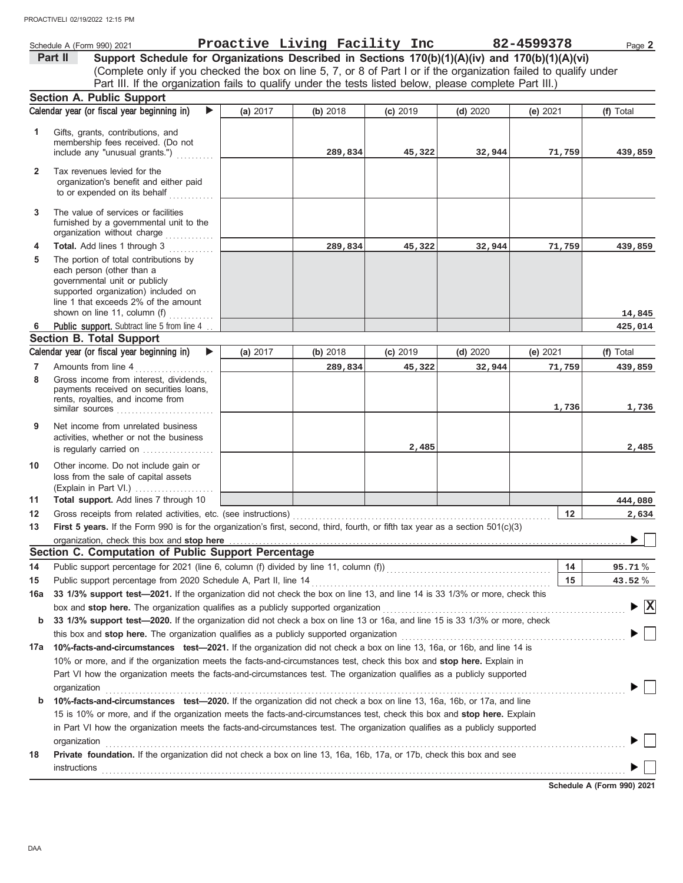Schedule A (Form 990) 2021 **Proactive Living Facility Inc** **82-4599378**

**Part II** **Support Schedule for Organizations Described in Sections 170(b)(1)(A)(iv) and 170(b)(1)(A)(vi)**
(Complete only if you checked the box on line 5, 7, or 8 of Part I or if the organization failed to qualify under Part III. If the organization fails to qualify under the tests listed below, please complete Part III.)

### Section A. Public Support

| Calendar year (or fiscal year beginning in) | (a) 2017 | (b) 2018 | (c) 2019 | (d) 2020 | (e) 2021 | (f) Total |
|---|---|---|---|---|---|---|
| 1 Gifts, grants, contributions, and membership fees received. (Do not include any "unusual grants.") | | 289,834 | 45,322 | 32,944 | 71,759 | 439,859 |
| 2 Tax revenues levied for the organization's benefit and either paid to or expended on its behalf | | | | | | |
| 3 The value of services or facilities furnished by a governmental unit to the organization without charge | | | | | | |
| 4 **Total.** Add lines 1 through 3 | | 289,834 | 45,322 | 32,944 | 71,759 | 439,859 |
| 5 The portion of total contributions by each person (other than a governmental unit or publicly supported organization) included on line 1 that exceeds 2% of the amount shown on line 11, column (f) | | | | | | 14,845 |
| 6 **Public support.** Subtract line 5 from line 4 | | | | | | 425,014 |

### Section B. Total Support

| Calendar year (or fiscal year beginning in) | (a) 2017 | (b) 2018 | (c) 2019 | (d) 2020 | (e) 2021 | (f) Total |
|---|---|---|---|---|---|---|
| 7 Amounts from line 4 | | 289,834 | 45,322 | 32,944 | 71,759 | 439,859 |
| 8 Gross income from interest, dividends, payments received on securities loans, rents, royalties, and income from similar sources | | | | | 1,736 | 1,736 |
| 9 Net income from unrelated business activities, whether or not the business is regularly carried on | | | 2,485 | | | 2,485 |
| 10 Other income. Do not include gain or loss from the sale of capital assets (Explain in Part VI.) | | | | | | |
| 11 **Total support.** Add lines 7 through 10 | | | | | | 444,080 |

12 Gross receipts from related activities, etc. (see instructions) — **12** — 2,634

13 **First 5 years.** If the Form 990 is for the organization's first, second, third, fourth, or fifth tax year as a section 501(c)(3) organization, check this box and **stop here** ☐

### Section C. Computation of Public Support Percentage

14 Public support percentage for 2021 (line 6, column (f) divided by line 11, column (f)) — **14** — 95.71 %

15 Public support percentage from 2020 Schedule A, Part II, line 14 — **15** — 43.52 %

**16a** **33 1/3% support test—2021.** If the organization did not check the box on line 13, and line 14 is 33 1/3% or more, check this box and **stop here.** The organization qualifies as a publicly supported organization ☒

**b** **33 1/3% support test—2020.** If the organization did not check a box on line 13 or 16a, and line 15 is 33 1/3% or more, check this box and **stop here.** The organization qualifies as a publicly supported organization ☐

**17a** **10%-facts-and-circumstances test—2021.** If the organization did not check a box on line 13, 16a, or 16b, and line 14 is 10% or more, and if the organization meets the facts-and-circumstances test, check this box and **stop here.** Explain in Part VI how the organization meets the facts-and-circumstances test. The organization qualifies as a publicly supported organization ☐

**b** **10%-facts-and-circumstances test—2020.** If the organization did not check a box on line 13, 16a, 16b, or 17a, and line 15 is 10% or more, and if the organization meets the facts-and-circumstances test, check this box and **stop here.** Explain in Part VI how the organization meets the facts-and-circumstances test. The organization qualifies as a publicly supported organization ☐

**18** **Private foundation.** If the organization did not check a box on line 13, 16a, 16b, 17a, or 17b, check this box and see instructions ☐

**Schedule A (Form 990) 2021**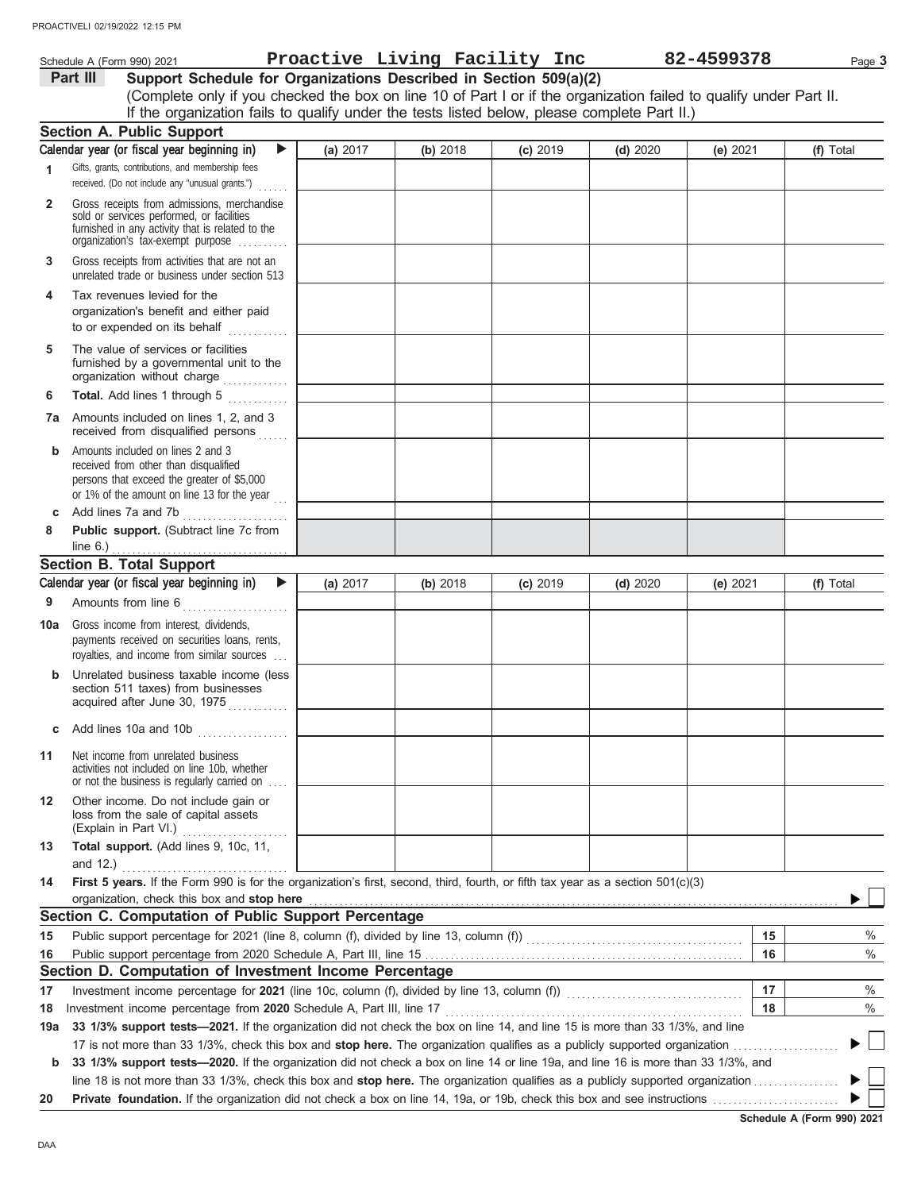Schedule A (Form 990) 2021 **Proactive Living Facility Inc** **82-4599378**

**Part III** **Support Schedule for Organizations Described in Section 509(a)(2)**

(Complete only if you checked the box on line 10 of Part I or if the organization failed to qualify under Part II. If the organization fails to qualify under the tests listed below, please complete Part II.)

## Section A. Public Support

| Calendar year (or fiscal year beginning in) ▶ | (a) 2017 | (b) 2018 | (c) 2019 | (d) 2020 | (e) 2021 | (f) Total |
|---|---|---|---|---|---|---|
| 1 Gifts, grants, contributions, and membership fees received. (Do not include any "unusual grants.") | | | | | | |
| 2 Gross receipts from admissions, merchandise sold or services performed, or facilities furnished in any activity that is related to the organization's tax-exempt purpose | | | | | | |
| 3 Gross receipts from activities that are not an unrelated trade or business under section 513 | | | | | | |
| 4 Tax revenues levied for the organization's benefit and either paid to or expended on its behalf | | | | | | |
| 5 The value of services or facilities furnished by a governmental unit to the organization without charge | | | | | | |
| 6 **Total.** Add lines 1 through 5 | | | | | | |
| 7a Amounts included on lines 1, 2, and 3 received from disqualified persons | | | | | | |
| b Amounts included on lines 2 and 3 received from other than disqualified persons that exceed the greater of $5,000 or 1% of the amount on line 13 for the year | | | | | | |
| c Add lines 7a and 7b | | | | | | |
| 8 **Public support.** (Subtract line 7c from line 6.) | | | | | | |

## Section B. Total Support

| Calendar year (or fiscal year beginning in) ▶ | (a) 2017 | (b) 2018 | (c) 2019 | (d) 2020 | (e) 2021 | (f) Total |
|---|---|---|---|---|---|---|
| 9 Amounts from line 6 | | | | | | |
| 10a Gross income from interest, dividends, payments received on securities loans, rents, royalties, and income from similar sources | | | | | | |
| b Unrelated business taxable income (less section 511 taxes) from businesses acquired after June 30, 1975 | | | | | | |
| c Add lines 10a and 10b | | | | | | |
| 11 Net income from unrelated business activities not included on line 10b, whether or not the business is regularly carried on | | | | | | |
| 12 Other income. Do not include gain or loss from the sale of capital assets (Explain in Part VI.) | | | | | | |
| 13 **Total support.** (Add lines 9, 10c, 11, and 12.) | | | | | | |

**14** **First 5 years.** If the Form 990 is for the organization's first, second, third, fourth, or fifth tax year as a section 501(c)(3) organization, check this box and **stop here** ▶ ☐

## Section C. Computation of Public Support Percentage

| | | | |
|---|---|---|---|
| 15 | Public support percentage for 2021 (line 8, column (f), divided by line 13, column (f)) | 15 | % |
| 16 | Public support percentage from 2020 Schedule A, Part III, line 15 | 16 | % |

## Section D. Computation of Investment Income Percentage

| | | | |
|---|---|---|---|
| 17 | Investment income percentage for **2021** (line 10c, column (f), divided by line 13, column (f)) | 17 | % |
| 18 | Investment income percentage from **2020** Schedule A, Part III, line 17 | 18 | % |

**19a** **33 1/3% support tests—2021.** If the organization did not check the box on line 14, and line 15 is more than 33 1/3%, and line 17 is not more than 33 1/3%, check this box and **stop here.** The organization qualifies as a publicly supported organization ▶ ☐

**b** **33 1/3% support tests—2020.** If the organization did not check a box on line 14 or line 19a, and line 16 is more than 33 1/3%, and line 18 is not more than 33 1/3%, check this box and **stop here.** The organization qualifies as a publicly supported organization ▶ ☐

**20** **Private foundation.** If the organization did not check a box on line 14, 19a, or 19b, check this box and see instructions ▶ ☐

**Schedule A (Form 990) 2021**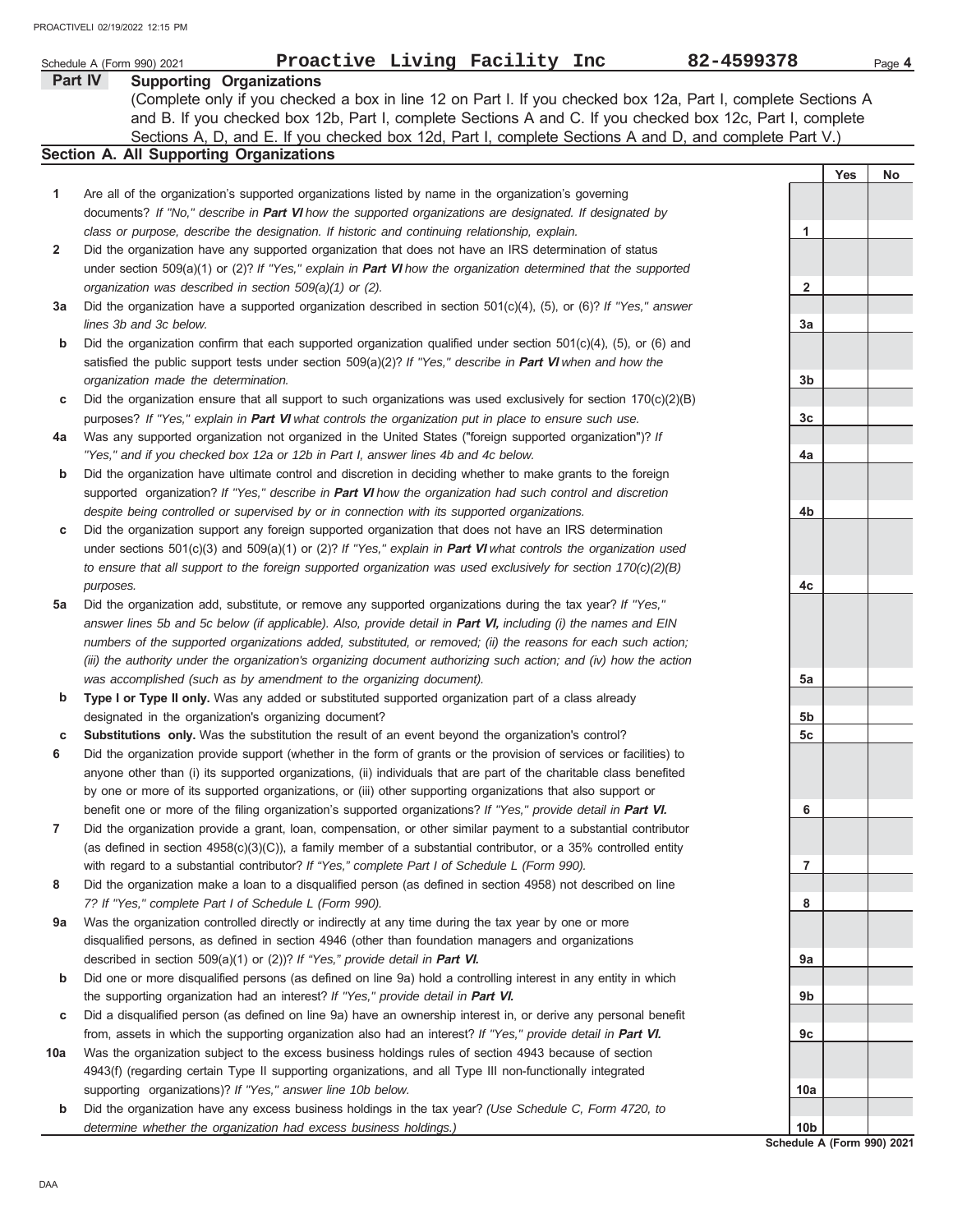Schedule A (Form 990) 2021 **Proactive Living Facility Inc** **82-4599378** Page **4**

## Part IV Supporting Organizations

(Complete only if you checked a box in line 12 on Part I. If you checked box 12a, Part I, complete Sections A and B. If you checked box 12b, Part I, complete Sections A and C. If you checked box 12c, Part I, complete Sections A, D, and E. If you checked box 12d, Part I, complete Sections A and D, and complete Part V.)

### Section A. All Supporting Organizations

| | | | Yes | No |
|---|---|---|---|---|
| **1** | Are all of the organization's supported organizations listed by name in the organization's governing documents? *If "No," describe in **Part VI** how the supported organizations are designated. If designated by class or purpose, describe the designation. If historic and continuing relationship, explain.* | 1 | | |
| **2** | Did the organization have any supported organization that does not have an IRS determination of status under section 509(a)(1) or (2)? *If "Yes," explain in **Part VI** how the organization determined that the supported organization was described in section 509(a)(1) or (2).* | 2 | | |
| **3a** | Did the organization have a supported organization described in section 501(c)(4), (5), or (6)? *If "Yes," answer lines 3b and 3c below.* | 3a | | |
| **b** | Did the organization confirm that each supported organization qualified under section 501(c)(4), (5), or (6) and satisfied the public support tests under section 509(a)(2)? *If "Yes," describe in **Part VI** when and how the organization made the determination.* | 3b | | |
| **c** | Did the organization ensure that all support to such organizations was used exclusively for section 170(c)(2)(B) purposes? *If "Yes," explain in **Part VI** what controls the organization put in place to ensure such use.* | 3c | | |
| **4a** | Was any supported organization not organized in the United States ("foreign supported organization")? *If "Yes," and if you checked box 12a or 12b in Part I, answer lines 4b and 4c below.* | 4a | | |
| **b** | Did the organization have ultimate control and discretion in deciding whether to make grants to the foreign supported organization? *If "Yes," describe in **Part VI** how the organization had such control and discretion despite being controlled or supervised by or in connection with its supported organizations.* | 4b | | |
| **c** | Did the organization support any foreign supported organization that does not have an IRS determination under sections 501(c)(3) and 509(a)(1) or (2)? *If "Yes," explain in **Part VI** what controls the organization used to ensure that all support to the foreign supported organization was used exclusively for section 170(c)(2)(B) purposes.* | 4c | | |
| **5a** | Did the organization add, substitute, or remove any supported organizations during the tax year? *If "Yes," answer lines 5b and 5c below (if applicable). Also, provide detail in **Part VI,** including (i) the names and EIN numbers of the supported organizations added, substituted, or removed; (ii) the reasons for each such action; (iii) the authority under the organization's organizing document authorizing such action; and (iv) how the action was accomplished (such as by amendment to the organizing document).* | 5a | | |
| **b** | **Type I or Type II only.** Was any added or substituted supported organization part of a class already designated in the organization's organizing document? | 5b | | |
| **c** | **Substitutions only.** Was the substitution the result of an event beyond the organization's control? | 5c | | |
| **6** | Did the organization provide support (whether in the form of grants or the provision of services or facilities) to anyone other than (i) its supported organizations, (ii) individuals that are part of the charitable class benefited by one or more of its supported organizations, or (iii) other supporting organizations that also support or benefit one or more of the filing organization's supported organizations? *If "Yes," provide detail in **Part VI.*** | 6 | | |
| **7** | Did the organization provide a grant, loan, compensation, or other similar payment to a substantial contributor (as defined in section 4958(c)(3)(C)), a family member of a substantial contributor, or a 35% controlled entity with regard to a substantial contributor? *If "Yes," complete Part I of Schedule L (Form 990).* | 7 | | |
| **8** | Did the organization make a loan to a disqualified person (as defined in section 4958) not described on line 7? *If "Yes," complete Part I of Schedule L (Form 990).* | 8 | | |
| **9a** | Was the organization controlled directly or indirectly at any time during the tax year by one or more disqualified persons, as defined in section 4946 (other than foundation managers and organizations described in section 509(a)(1) or (2))? *If "Yes," provide detail in **Part VI.*** | 9a | | |
| **b** | Did one or more disqualified persons (as defined on line 9a) hold a controlling interest in any entity in which the supporting organization had an interest? *If "Yes," provide detail in **Part VI.*** | 9b | | |
| **c** | Did a disqualified person (as defined on line 9a) have an ownership interest in, or derive any personal benefit from, assets in which the supporting organization also had an interest? *If "Yes," provide detail in **Part VI.*** | 9c | | |
| **10a** | Was the organization subject to the excess business holdings rules of section 4943 because of section 4943(f) (regarding certain Type II supporting organizations, and all Type III non-functionally integrated supporting organizations)? *If "Yes," answer line 10b below.* | 10a | | |
| **b** | Did the organization have any excess business holdings in the tax year? *(Use Schedule C, Form 4720, to determine whether the organization had excess business holdings.)* | 10b | | |

**Schedule A (Form 990) 2021**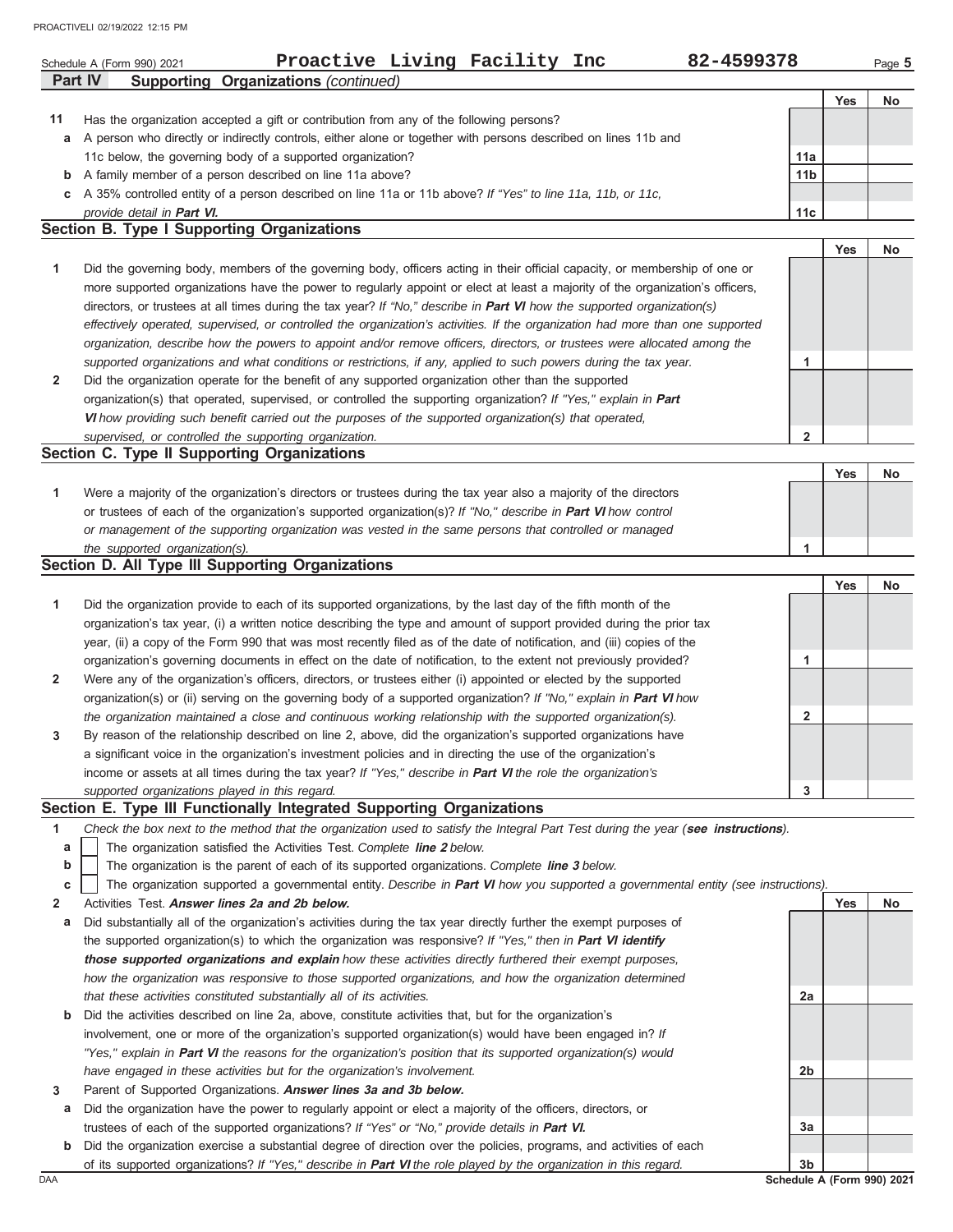Schedule A (Form 990) 2021 **Proactive Living Facility Inc** **82-4599378** Page **5**

**Part IV Supporting Organizations** *(continued)*

| | | | Yes | No |
|---|---|---|---|---|
| **11** | Has the organization accepted a gift or contribution from any of the following persons? | | | |
| **a** | A person who directly or indirectly controls, either alone or together with persons described on lines 11b and 11c below, the governing body of a supported organization? | **11a** | | |
| **b** | A family member of a person described on line 11a above? | **11b** | | |
| **c** | A 35% controlled entity of a person described on line 11a or 11b above? *If "Yes" to line 11a, 11b, or 11c, provide detail in* ***Part VI.*** | **11c** | | |

## Section B. Type I Supporting Organizations

| | | | Yes | No |
|---|---|---|---|---|
| **1** | Did the governing body, members of the governing body, officers acting in their official capacity, or membership of one or more supported organizations have the power to regularly appoint or elect at least a majority of the organization's officers, directors, or trustees at all times during the tax year? *If "No," describe in* ***Part VI*** *how the supported organization(s) effectively operated, supervised, or controlled the organization's activities. If the organization had more than one supported organization, describe how the powers to appoint and/or remove officers, directors, or trustees were allocated among the supported organizations and what conditions or restrictions, if any, applied to such powers during the tax year.* | **1** | | |
| **2** | Did the organization operate for the benefit of any supported organization other than the supported organization(s) that operated, supervised, or controlled the supporting organization? *If "Yes," explain in* ***Part VI*** *how providing such benefit carried out the purposes of the supported organization(s) that operated, supervised, or controlled the supporting organization.* | **2** | | |

## Section C. Type II Supporting Organizations

| | | | Yes | No |
|---|---|---|---|---|
| **1** | Were a majority of the organization's directors or trustees during the tax year also a majority of the directors or trustees of each of the organization's supported organization(s)? *If "No," describe in* ***Part VI*** *how control or management of the supporting organization was vested in the same persons that controlled or managed the supported organization(s).* | **1** | | |

## Section D. All Type III Supporting Organizations

| | | | Yes | No |
|---|---|---|---|---|
| **1** | Did the organization provide to each of its supported organizations, by the last day of the fifth month of the organization's tax year, (i) a written notice describing the type and amount of support provided during the prior tax year, (ii) a copy of the Form 990 that was most recently filed as of the date of notification, and (iii) copies of the organization's governing documents in effect on the date of notification, to the extent not previously provided? | **1** | | |
| **2** | Were any of the organization's officers, directors, or trustees either (i) appointed or elected by the supported organization(s) or (ii) serving on the governing body of a supported organization? *If "No," explain in* ***Part VI*** *how the organization maintained a close and continuous working relationship with the supported organization(s).* | **2** | | |
| **3** | By reason of the relationship described on line 2, above, did the organization's supported organizations have a significant voice in the organization's investment policies and in directing the use of the organization's income or assets at all times during the tax year? *If "Yes," describe in* ***Part VI*** *the role the organization's supported organizations played in this regard.* | **3** | | |

## Section E. Type III Functionally Integrated Supporting Organizations

**1** *Check the box next to the method that the organization used to satisfy the Integral Part Test during the year (****see instructions****).*

- **a** ☐ The organization satisfied the Activities Test. *Complete* ***line 2*** *below.*
- **b** ☐ The organization is the parent of each of its supported organizations. *Complete* ***line 3*** *below.*
- **c** ☐ The organization supported a governmental entity. *Describe in* ***Part VI*** *how you supported a governmental entity (see instructions).*

| | | | Yes | No |
|---|---|---|---|---|
| **2** | Activities Test. ***Answer lines 2a and 2b below.*** | | | |
| **a** | Did substantially all of the organization's activities during the tax year directly further the exempt purposes of the supported organization(s) to which the organization was responsive? *If "Yes," then in* ***Part VI identify those supported organizations and explain*** *how these activities directly furthered their exempt purposes, how the organization was responsive to those supported organizations, and how the organization determined that these activities constituted substantially all of its activities.* | **2a** | | |
| **b** | Did the activities described on line 2a, above, constitute activities that, but for the organization's involvement, one or more of the organization's supported organization(s) would have been engaged in? *If "Yes," explain in* ***Part VI*** *the reasons for the organization's position that its supported organization(s) would have engaged in these activities but for the organization's involvement.* | **2b** | | |
| **3** | Parent of Supported Organizations. ***Answer lines 3a and 3b below.*** | | | |
| **a** | Did the organization have the power to regularly appoint or elect a majority of the officers, directors, or trustees of each of the supported organizations? *If "Yes" or "No," provide details in* ***Part VI.*** | **3a** | | |
| **b** | Did the organization exercise a substantial degree of direction over the policies, programs, and activities of each of its supported organizations? *If "Yes," describe in* ***Part VI*** *the role played by the organization in this regard.* | **3b** | | |

Schedule A (Form 990) 2021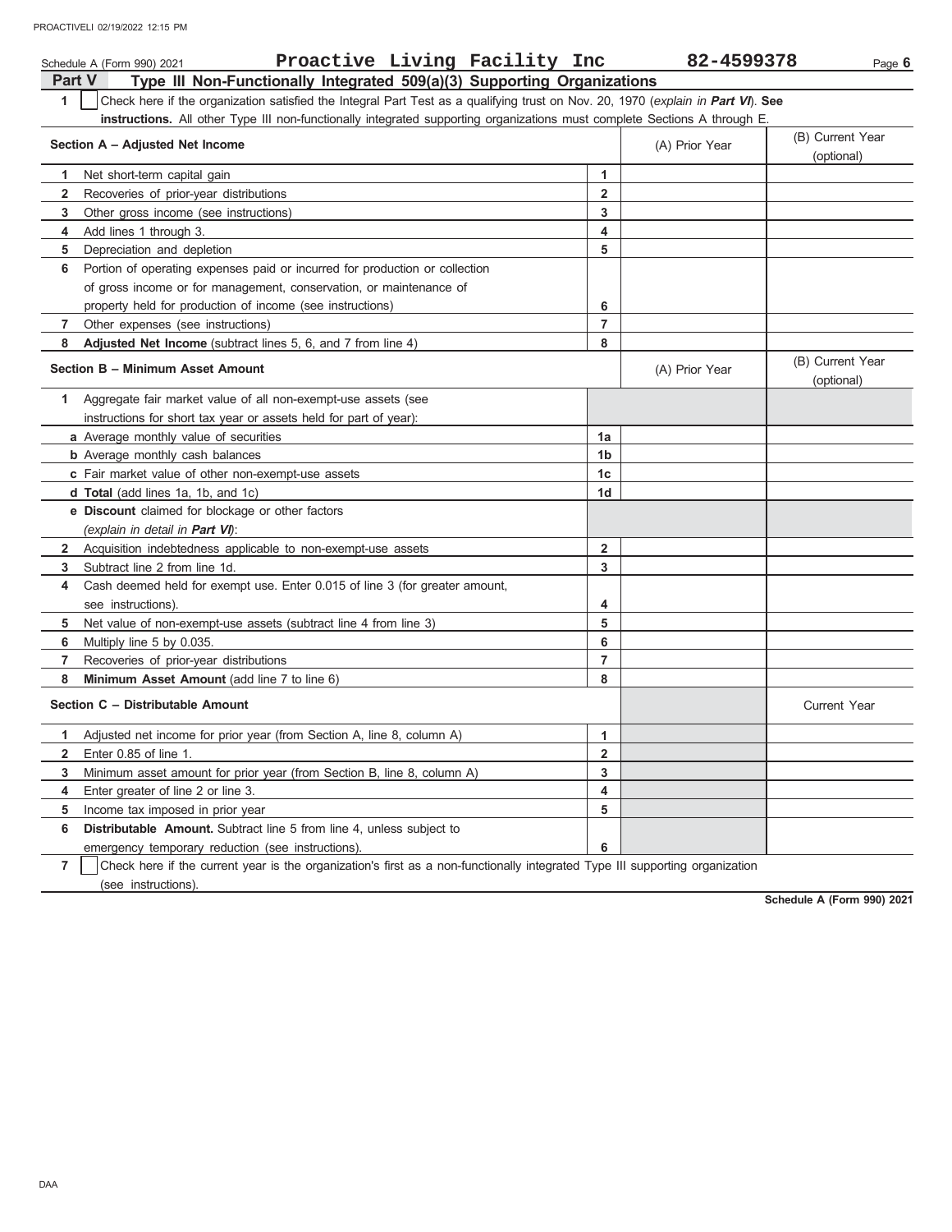Schedule A (Form 990) 2021 **Proactive Living Facility Inc** **82-4599378**

## Part V Type III Non-Functionally Integrated 509(a)(3) Supporting Organizations

**1** ☐ Check here if the organization satisfied the Integral Part Test as a qualifying trust on Nov. 20, 1970 (*explain in **Part VI***). **See instructions.** All other Type III non-functionally integrated supporting organizations must complete Sections A through E.

| Section A – Adjusted Net Income | | (A) Prior Year | (B) Current Year (optional) |
|---|---|---|---|
| **1** Net short-term capital gain | 1 | | |
| **2** Recoveries of prior-year distributions | 2 | | |
| **3** Other gross income (see instructions) | 3 | | |
| **4** Add lines 1 through 3. | 4 | | |
| **5** Depreciation and depletion | 5 | | |
| **6** Portion of operating expenses paid or incurred for production or collection of gross income or for management, conservation, or maintenance of property held for production of income (see instructions) | 6 | | |
| **7** Other expenses (see instructions) | 7 | | |
| **8** **Adjusted Net Income** (subtract lines 5, 6, and 7 from line 4) | 8 | | |

| Section B – Minimum Asset Amount | | (A) Prior Year | (B) Current Year (optional) |
|---|---|---|---|
| **1** Aggregate fair market value of all non-exempt-use assets (see instructions for short tax year or assets held for part of year): | | | |
| **a** Average monthly value of securities | 1a | | |
| **b** Average monthly cash balances | 1b | | |
| **c** Fair market value of other non-exempt-use assets | 1c | | |
| **d** **Total** (add lines 1a, 1b, and 1c) | 1d | | |
| **e** **Discount** claimed for blockage or other factors (*explain in detail in **Part VI***): | | | |
| **2** Acquisition indebtedness applicable to non-exempt-use assets | 2 | | |
| **3** Subtract line 2 from line 1d. | 3 | | |
| **4** Cash deemed held for exempt use. Enter 0.015 of line 3 (for greater amount, see instructions). | 4 | | |
| **5** Net value of non-exempt-use assets (subtract line 4 from line 3) | 5 | | |
| **6** Multiply line 5 by 0.035. | 6 | | |
| **7** Recoveries of prior-year distributions | 7 | | |
| **8** **Minimum Asset Amount** (add line 7 to line 6) | 8 | | |

| Section C – Distributable Amount | | | Current Year |
|---|---|---|---|
| **1** Adjusted net income for prior year (from Section A, line 8, column A) | 1 | | |
| **2** Enter 0.85 of line 1. | 2 | | |
| **3** Minimum asset amount for prior year (from Section B, line 8, column A) | 3 | | |
| **4** Enter greater of line 2 or line 3. | 4 | | |
| **5** Income tax imposed in prior year | 5 | | |
| **6** **Distributable Amount.** Subtract line 5 from line 4, unless subject to emergency temporary reduction (see instructions). | 6 | | |

**7** ☐ Check here if the current year is the organization's first as a non-functionally integrated Type III supporting organization (see instructions).

**Schedule A (Form 990) 2021**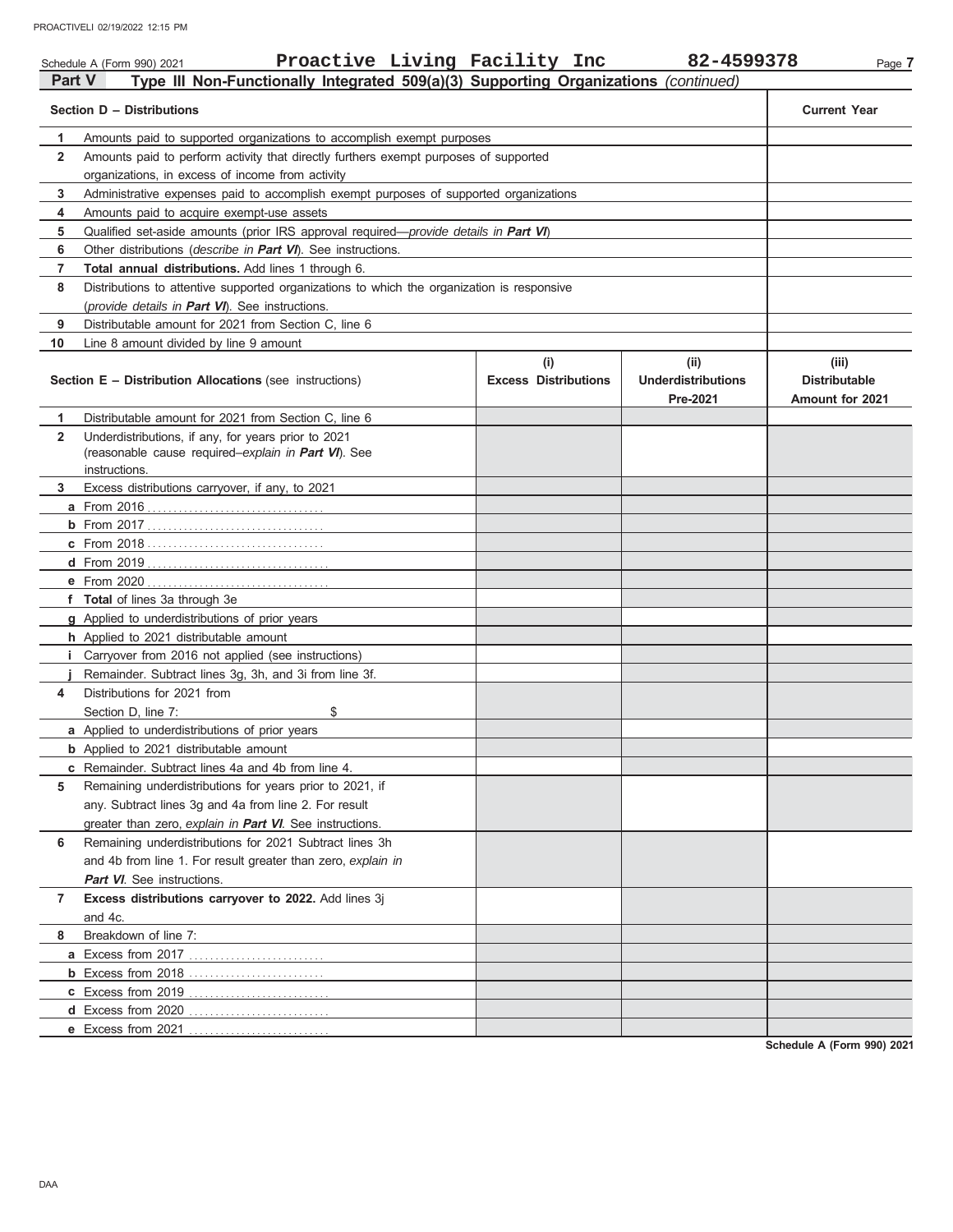Schedule A (Form 990) 2021 **Proactive Living Facility Inc** **82-4599378**

## Part V Type III Non-Functionally Integrated 509(a)(3) Supporting Organizations *(continued)*

| Section D – Distributions | | Current Year |
|---|---|---|
| 1 | Amounts paid to supported organizations to accomplish exempt purposes | |
| 2 | Amounts paid to perform activity that directly furthers exempt purposes of supported organizations, in excess of income from activity | |
| 3 | Administrative expenses paid to accomplish exempt purposes of supported organizations | |
| 4 | Amounts paid to acquire exempt-use assets | |
| 5 | Qualified set-aside amounts (prior IRS approval required—*provide details in **Part VI***) | |
| 6 | Other distributions (*describe in **Part VI***). See instructions. | |
| 7 | **Total annual distributions.** Add lines 1 through 6. | |
| 8 | Distributions to attentive supported organizations to which the organization is responsive (*provide details in **Part VI***). See instructions. | |
| 9 | Distributable amount for 2021 from Section C, line 6 | |
| 10 | Line 8 amount divided by line 9 amount | |

| Section E – Distribution Allocations (see instructions) | | (i) Excess Distributions | (ii) Underdistributions Pre-2021 | (iii) Distributable Amount for 2021 |
|---|---|---|---|---|
| 1 | Distributable amount for 2021 from Section C, line 6 | | | |
| 2 | Underdistributions, if any, for years prior to 2021 (reasonable cause required–*explain in **Part VI***). See instructions. | | | |
| 3 | Excess distributions carryover, if any, to 2021 | | | |
| a | From 2016 | | | |
| b | From 2017 | | | |
| c | From 2018 | | | |
| d | From 2019 | | | |
| e | From 2020 | | | |
| f | **Total** of lines 3a through 3e | | | |
| g | Applied to underdistributions of prior years | | | |
| h | Applied to 2021 distributable amount | | | |
| i | Carryover from 2016 not applied (see instructions) | | | |
| j | Remainder. Subtract lines 3g, 3h, and 3i from line 3f. | | | |
| 4 | Distributions for 2021 from Section D, line 7: $ | | | |
| a | Applied to underdistributions of prior years | | | |
| b | Applied to 2021 distributable amount | | | |
| c | Remainder. Subtract lines 4a and 4b from line 4. | | | |
| 5 | Remaining underdistributions for years prior to 2021, if any. Subtract lines 3g and 4a from line 2. For result greater than zero, *explain in **Part VI***. See instructions. | | | |
| 6 | Remaining underdistributions for 2021 Subtract lines 3h and 4b from line 1. For result greater than zero, *explain in **Part VI***. See instructions. | | | |
| 7 | **Excess distributions carryover to 2022.** Add lines 3j and 4c. | | | |
| 8 | Breakdown of line 7: | | | |
| a | Excess from 2017 | | | |
| b | Excess from 2018 | | | |
| c | Excess from 2019 | | | |
| d | Excess from 2020 | | | |
| e | Excess from 2021 | | | |

**Schedule A (Form 990) 2021**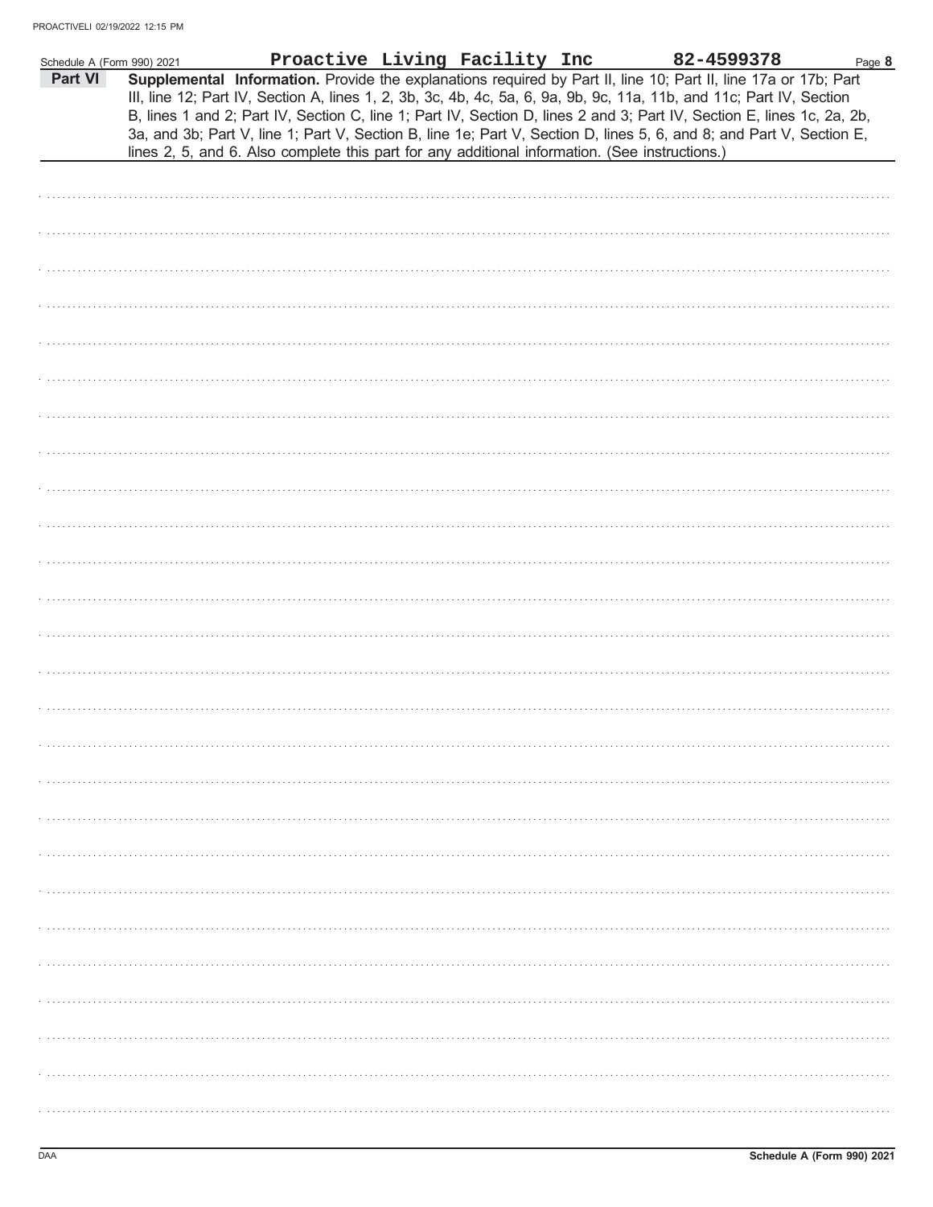Schedule A (Form 990) 2021 **Proactive Living Facility Inc** **82-4599378**

**Part VI** **Supplemental Information.** Provide the explanations required by Part II, line 10; Part II, line 17a or 17b; Part III, line 12; Part IV, Section A, lines 1, 2, 3b, 3c, 4b, 4c, 5a, 6, 9a, 9b, 9c, 11a, 11b, and 11c; Part IV, Section B, lines 1 and 2; Part IV, Section C, line 1; Part IV, Section D, lines 2 and 3; Part IV, Section E, lines 1c, 2a, 2b, 3a, and 3b; Part V, line 1; Part V, Section B, line 1e; Part V, Section D, lines 5, 6, and 8; and Part V, Section E, lines 2, 5, and 6. Also complete this part for any additional information. (See instructions.)

DAA **Schedule A (Form 990) 2021**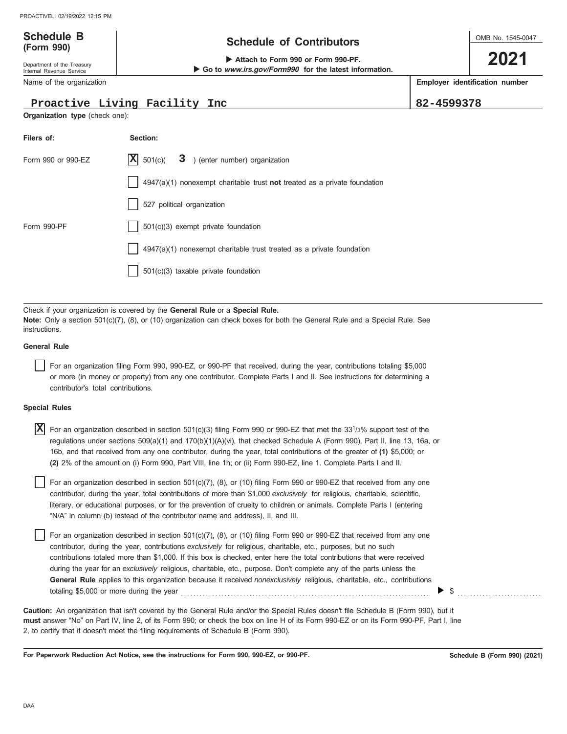**Schedule B**
**(Form 990)**

Department of the Treasury
Internal Revenue Service

# Schedule of Contributors

▶ Attach to Form 990 or Form 990-PF.
▶ Go to *www.irs.gov/Form990* for the latest information.

OMB No. 1545-0047

**2021**

| Name of the organization | Employer identification number |
|---|---|
| Proactive Living Facility Inc | 82-4599378 |

**Organization type** (check one):

| Filers of: | Section: |
|---|---|
| Form 990 or 990-EZ | [X] 501(c)( 3 ) (enter number) organization |
| | [ ] 4947(a)(1) nonexempt charitable trust **not** treated as a private foundation |
| | [ ] 527 political organization |
| Form 990-PF | [ ] 501(c)(3) exempt private foundation |
| | [ ] 4947(a)(1) nonexempt charitable trust treated as a private foundation |
| | [ ] 501(c)(3) taxable private foundation |

Check if your organization is covered by the **General Rule** or a **Special Rule.**
**Note:** Only a section 501(c)(7), (8), or (10) organization can check boxes for both the General Rule and a Special Rule. See instructions.

**General Rule**

[ ] For an organization filing Form 990, 990-EZ, or 990-PF that received, during the year, contributions totaling $5,000 or more (in money or property) from any one contributor. Complete Parts I and II. See instructions for determining a contributor's total contributions.

**Special Rules**

[X] For an organization described in section 501(c)(3) filing Form 990 or 990-EZ that met the 33 1/3% support test of the regulations under sections 509(a)(1) and 170(b)(1)(A)(vi), that checked Schedule A (Form 990), Part II, line 13, 16a, or 16b, and that received from any one contributor, during the year, total contributions of the greater of **(1)** $5,000; or **(2)** 2% of the amount on (i) Form 990, Part VIII, line 1h; or (ii) Form 990-EZ, line 1. Complete Parts I and II.

[ ] For an organization described in section 501(c)(7), (8), or (10) filing Form 990 or 990-EZ that received from any one contributor, during the year, total contributions of more than $1,000 *exclusively* for religious, charitable, scientific, literary, or educational purposes, or for the prevention of cruelty to children or animals. Complete Parts I (entering "N/A" in column (b) instead of the contributor name and address), II, and III.

[ ] For an organization described in section 501(c)(7), (8), or (10) filing Form 990 or 990-EZ that received from any one contributor, during the year, contributions *exclusively* for religious, charitable, etc., purposes, but no such contributions totaled more than $1,000. If this box is checked, enter here the total contributions that were received during the year for an *exclusively* religious, charitable, etc., purpose. Don't complete any of the parts unless the **General Rule** applies to this organization because it received *nonexclusively* religious, charitable, etc., contributions totaling $5,000 or more during the year ▶ $

**Caution:** An organization that isn't covered by the General Rule and/or the Special Rules doesn't file Schedule B (Form 990), but it **must** answer "No" on Part IV, line 2, of its Form 990; or check the box on line H of its Form 990-EZ or on its Form 990-PF, Part I, line 2, to certify that it doesn't meet the filing requirements of Schedule B (Form 990).

**For Paperwork Reduction Act Notice, see the instructions for Form 990, 990-EZ, or 990-PF.** **Schedule B (Form 990) (2021)**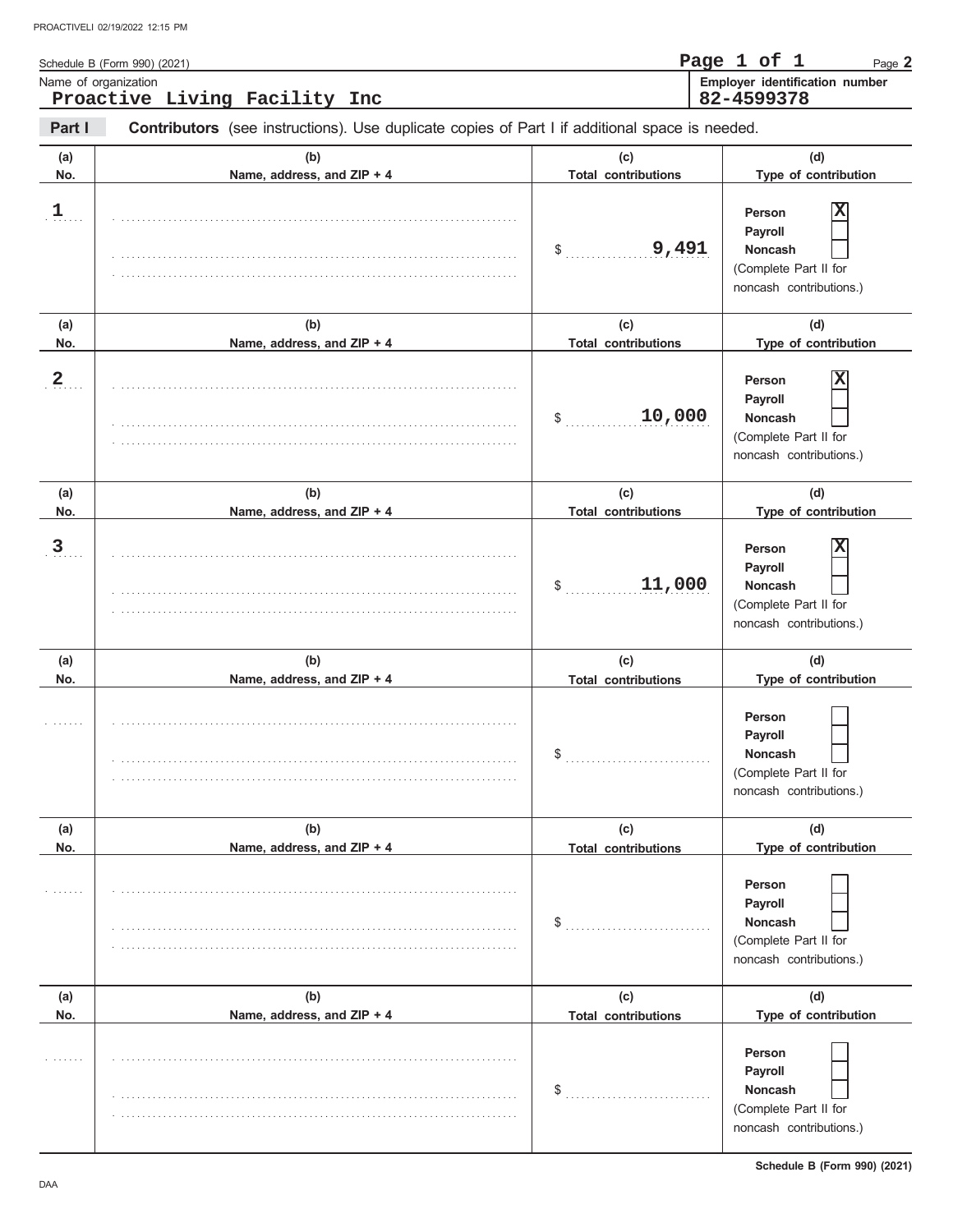Schedule B (Form 990) (2021)

Name of organization: **Proactive Living Facility Inc**

Employer identification number: **82-4599378**

**Part I** **Contributors** (see instructions). Use duplicate copies of Part I if additional space is needed.

| (a) No. | (b) Name, address, and ZIP + 4 | (c) Total contributions | (d) Type of contribution |
|---|---|---|---|
| 1 | | $ 9,491 | Person [X] Payroll [ ] Noncash [ ] (Complete Part II for noncash contributions.) |
| 2 | | $ 10,000 | Person [X] Payroll [ ] Noncash [ ] (Complete Part II for noncash contributions.) |
| 3 | | $ 11,000 | Person [X] Payroll [ ] Noncash [ ] (Complete Part II for noncash contributions.) |
| | | $ | Person [ ] Payroll [ ] Noncash [ ] (Complete Part II for noncash contributions.) |
| | | $ | Person [ ] Payroll [ ] Noncash [ ] (Complete Part II for noncash contributions.) |
| | | $ | Person [ ] Payroll [ ] Noncash [ ] (Complete Part II for noncash contributions.) |

Schedule B (Form 990) (2021)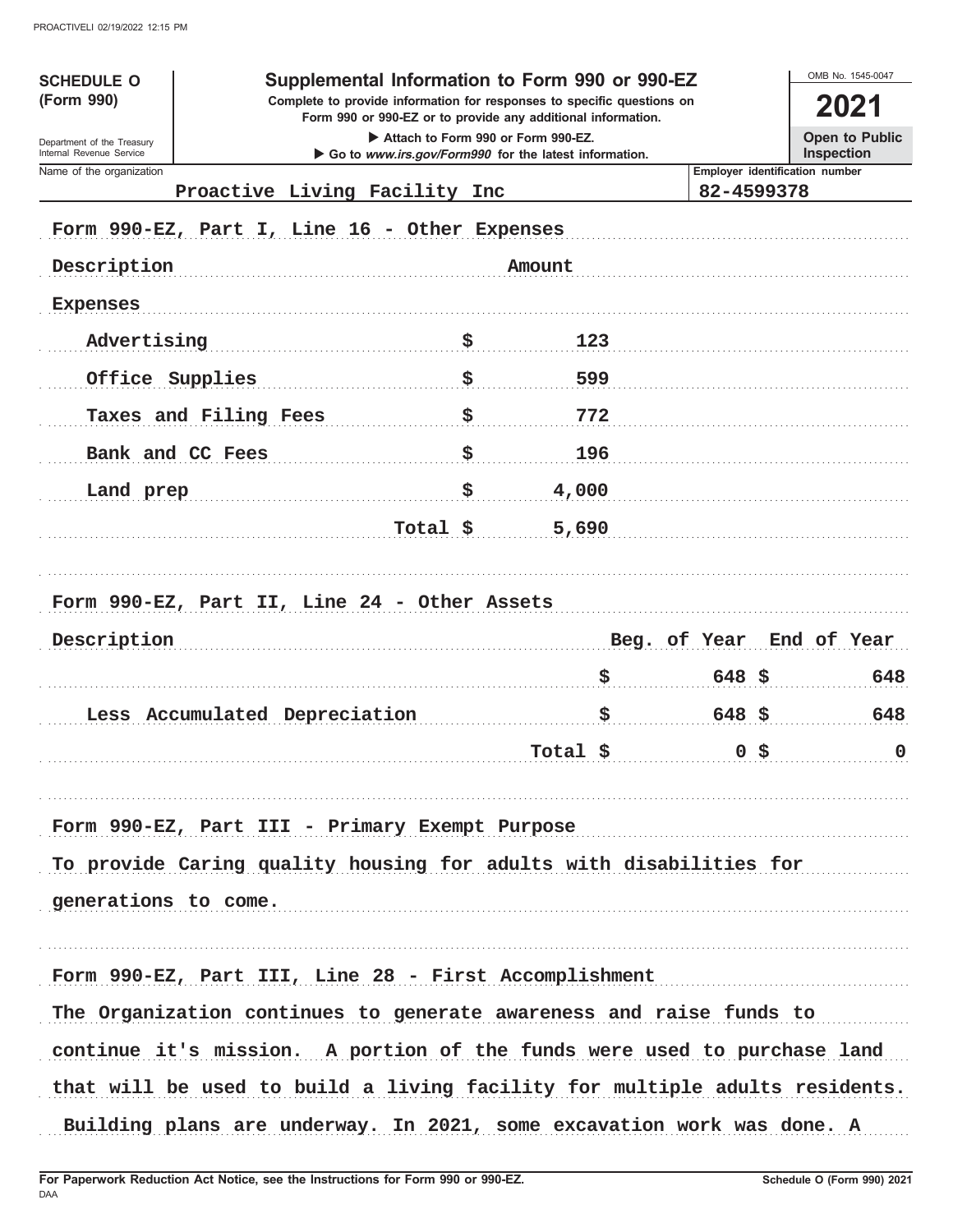**SCHEDULE O (Form 990)**

Department of the Treasury
Internal Revenue Service

# Supplemental Information to Form 990 or 990-EZ

**Complete to provide information for responses to specific questions on Form 990 or 990-EZ or to provide any additional information.**

▶ Attach to Form 990 or Form 990-EZ.
▶ Go to *www.irs.gov/Form990* for the latest information.

OMB No. 1545-0047

**2021**

**Open to Public Inspection**

Name of the organization: Proactive Living Facility Inc

Employer identification number: 82-4599378

Form 990-EZ, Part I, Line 16 - Other Expenses

| Description | | Amount |
|---|---|---|
| Expenses | | |
| Advertising | $ | 123 |
| Office Supplies | $ | 599 |
| Taxes and Filing Fees | $ | 772 |
| Bank and CC Fees | $ | 196 |
| Land prep | $ | 4,000 |
| Total | $ | 5,690 |

Form 990-EZ, Part II, Line 24 - Other Assets

| Description | Beg. of Year | End of Year |
|---|---|---|
| | $ 648 | $ 648 |
| Less Accumulated Depreciation | $ 648 | $ 648 |
| Total | $ 0 | $ 0 |

Form 990-EZ, Part III - Primary Exempt Purpose

To provide Caring quality housing for adults with disabilities for generations to come.

Form 990-EZ, Part III, Line 28 - First Accomplishment

The Organization continues to generate awareness and raise funds to continue it's mission. A portion of the funds were used to purchase land that will be used to build a living facility for multiple adults residents. Building plans are underway. In 2021, some excavation work was done. A

For Paperwork Reduction Act Notice, see the Instructions for Form 990 or 990-EZ. Schedule O (Form 990) 2021

DAA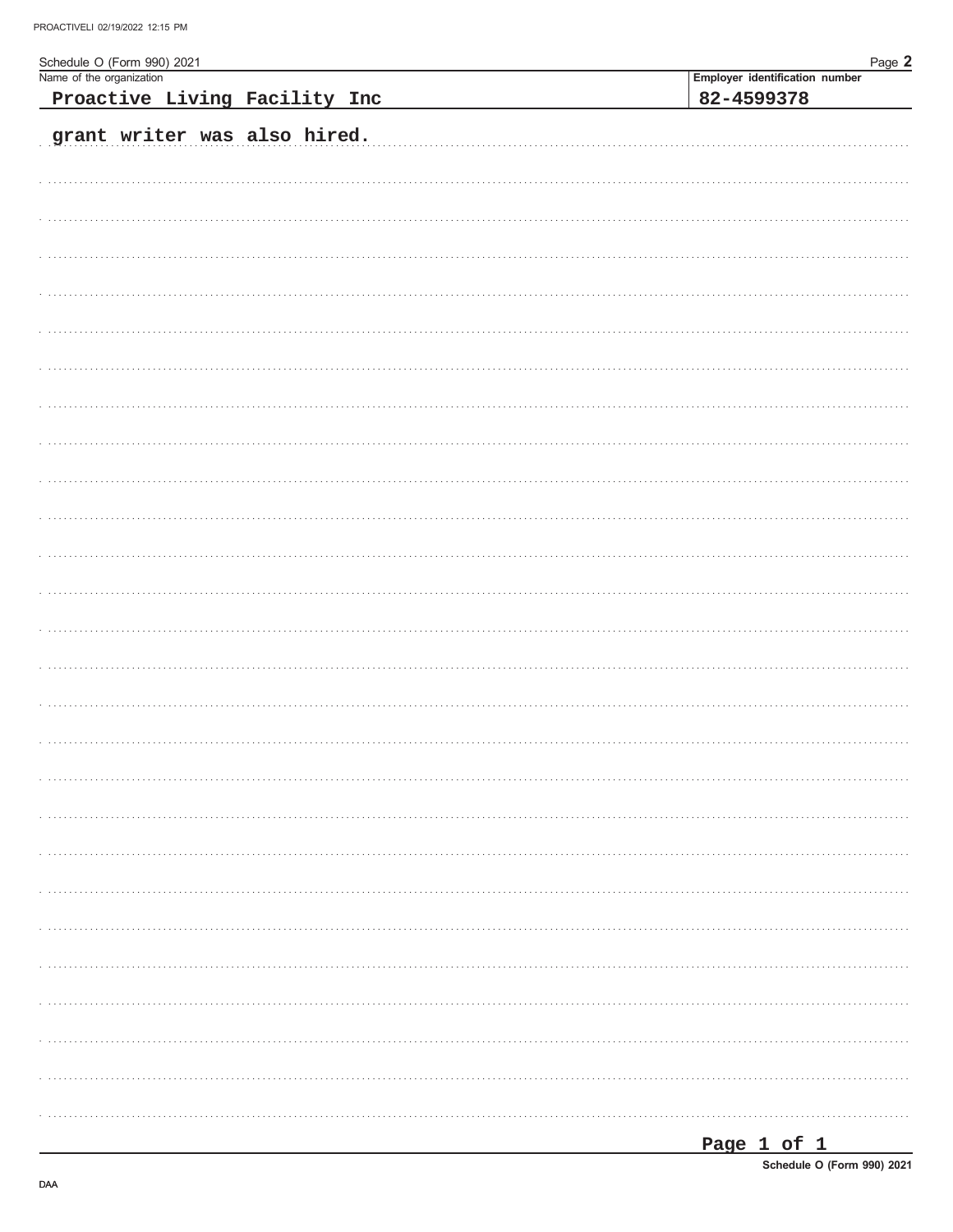Schedule O (Form 990) 2021

Name of the organization: **Proactive Living Facility Inc**

Employer identification number: **82-4599378**

grant writer was also hired.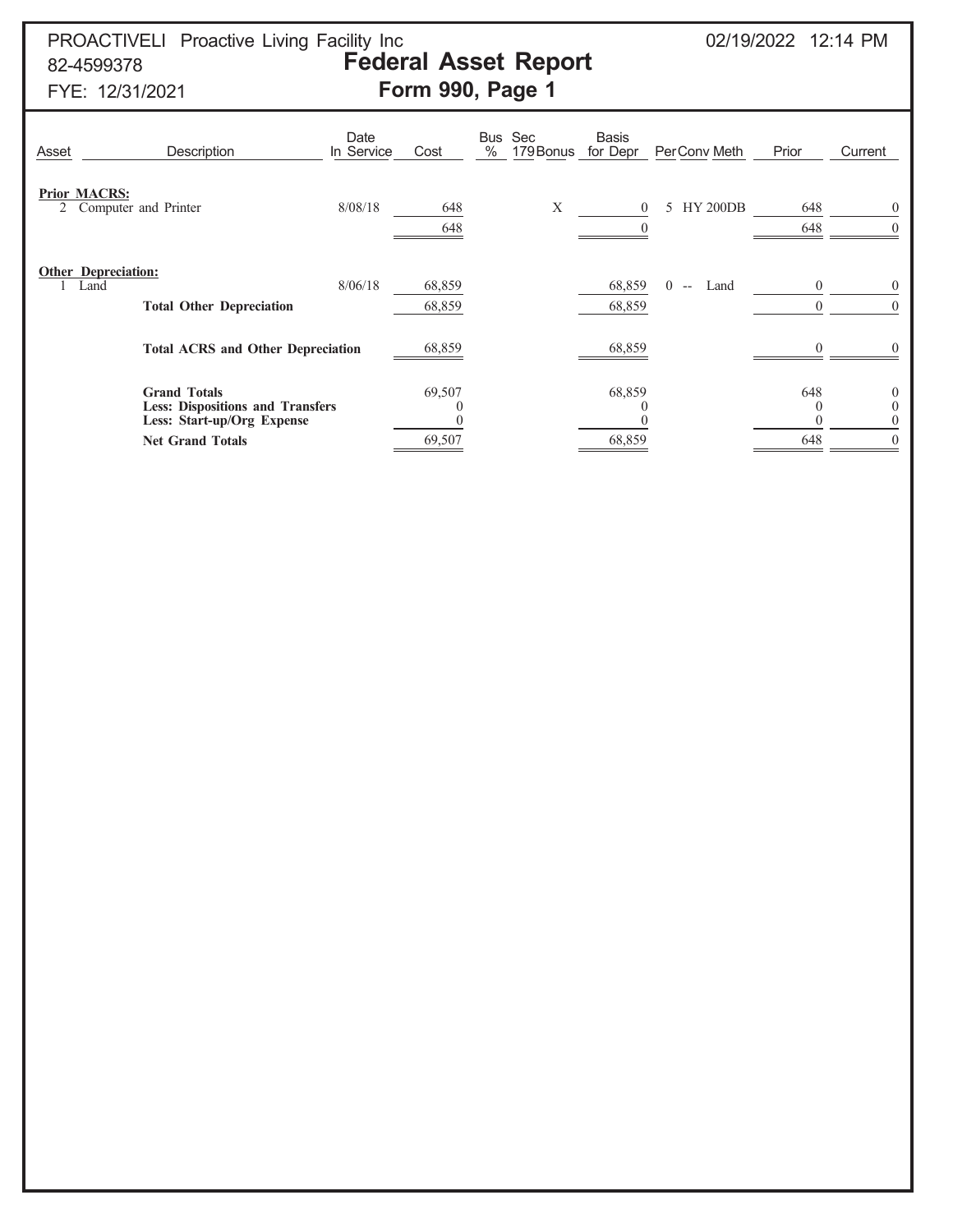PROACTIVELI Proactive Living Facility Inc
82-4599378
FYE: 12/31/2021

02/19/2022 12:14 PM

# Federal Asset Report
## Form 990, Page 1

| Asset | Description | Date In Service | Cost | Bus % | Sec 179 | Bonus | Basis for Depr | Per | Conv | Meth | Prior | Current |
|---|---|---|---|---|---|---|---|---|---|---|---|---|
| **Prior MACRS:** | | | | | | | | | | | | |
| 2 | Computer and Printer | 8/08/18 | 648 | | | X | 0 | 5 | HY | 200DB | 648 | 0 |
| | | | 648 | | | | 0 | | | | 648 | 0 |
| **Other Depreciation:** | | | | | | | | | | | | |
| 1 | Land | 8/06/18 | 68,859 | | | | 68,859 | 0 | -- | Land | 0 | 0 |
| | **Total Other Depreciation** | | 68,859 | | | | 68,859 | | | | 0 | 0 |
| | **Total ACRS and Other Depreciation** | | 68,859 | | | | 68,859 | | | | 0 | 0 |
| | **Grand Totals** | | 69,507 | | | | 68,859 | | | | 648 | 0 |
| | **Less: Dispositions and Transfers** | | 0 | | | | 0 | | | | 0 | 0 |
| | **Less: Start-up/Org Expense** | | 0 | | | | 0 | | | | 0 | 0 |
| | **Net Grand Totals** | | 69,507 | | | | 68,859 | | | | 648 | 0 |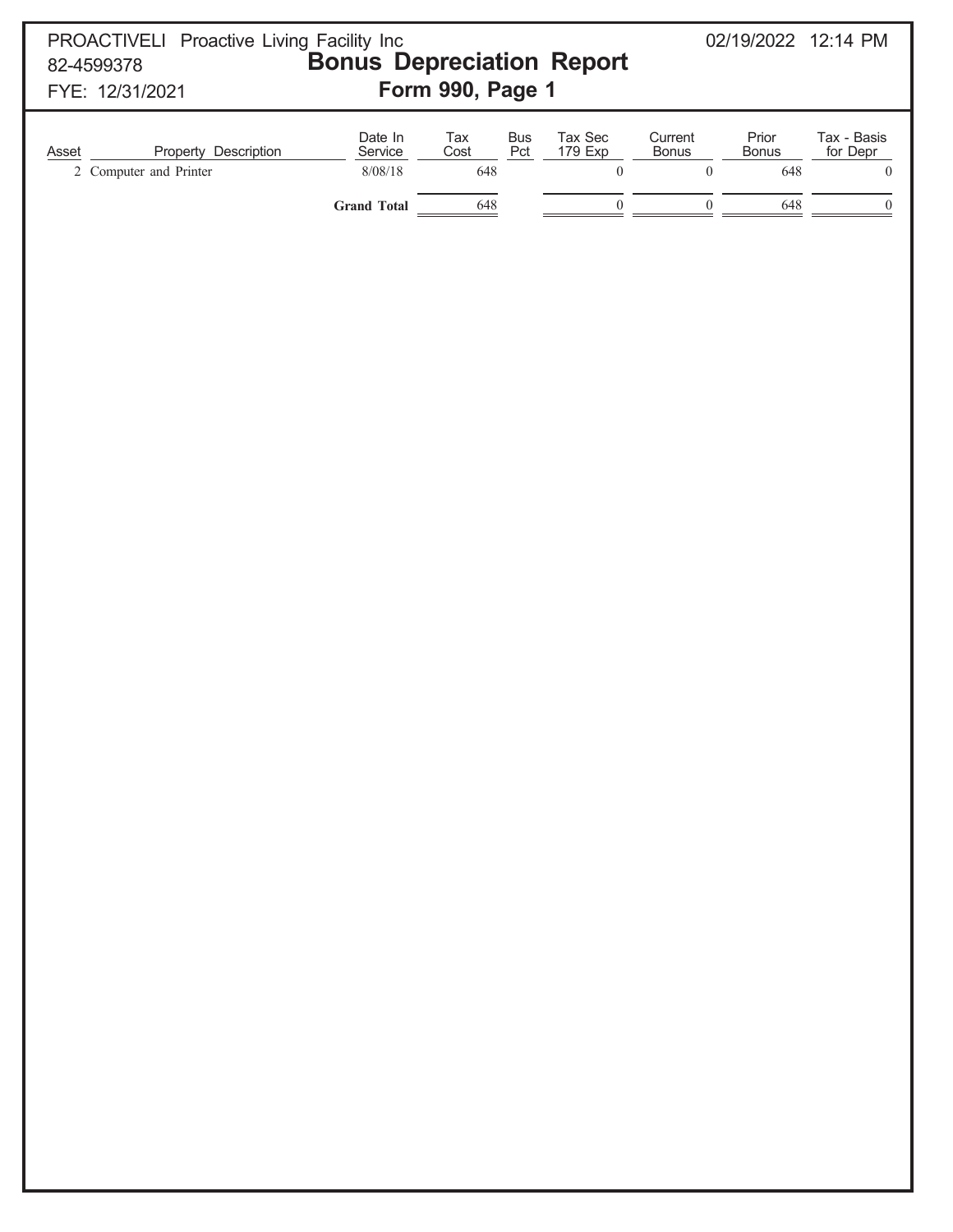PROACTIVELI Proactive Living Facility Inc
82-4599378
FYE: 12/31/2021

02/19/2022 12:14 PM

# Bonus Depreciation Report

## Form 990, Page 1

| Asset | Property Description | Date In Service | Tax Cost | Bus Pct | Tax Sec 179 Exp | Current Bonus | Prior Bonus | Tax - Basis for Depr |
|---|---|---|---|---|---|---|---|---|
| 2 | Computer and Printer | 8/08/18 | 648 | | 0 | 0 | 648 | 0 |
| | | **Grand Total** | 648 | | 0 | 0 | 648 | 0 |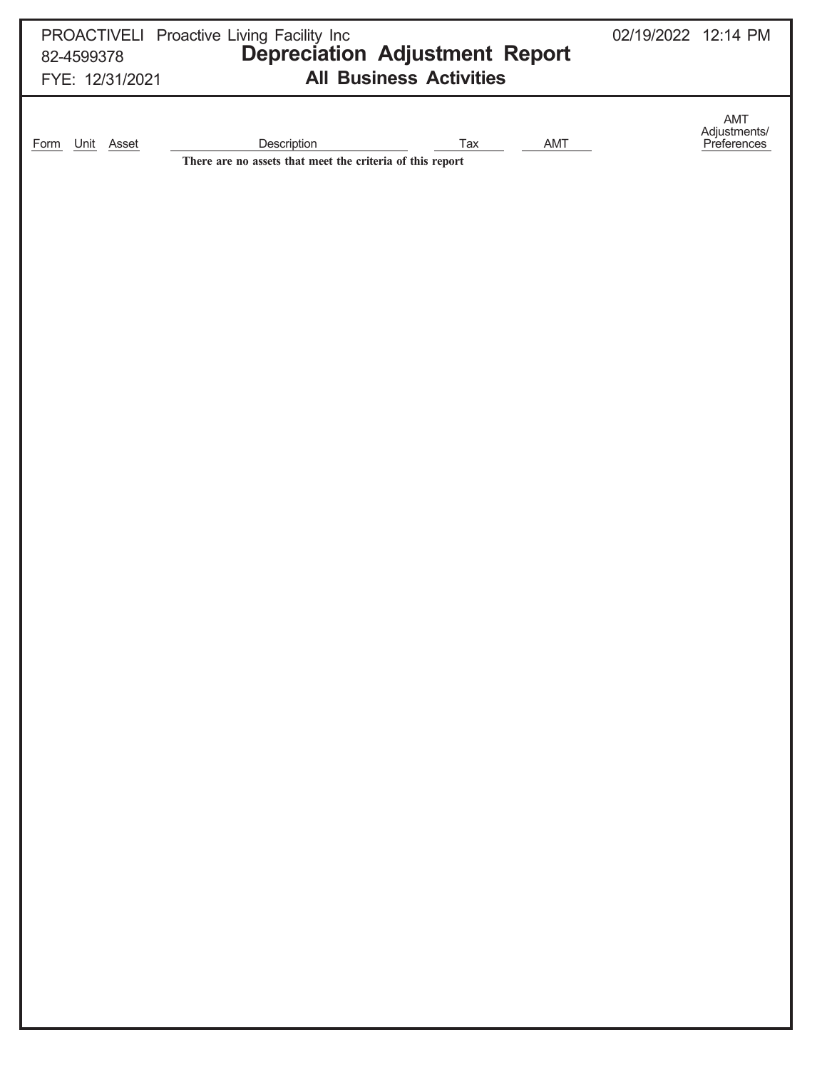PROACTIVELI Proactive Living Facility Inc
82-4599378
FYE: 12/31/2021

02/19/2022 12:14 PM

# Depreciation Adjustment Report

## All Business Activities

| Form | Unit | Asset | Description | Tax | AMT | AMT Adjustments/ Preferences |
|---|---|---|---|---|---|---|

**There are no assets that meet the criteria of this report**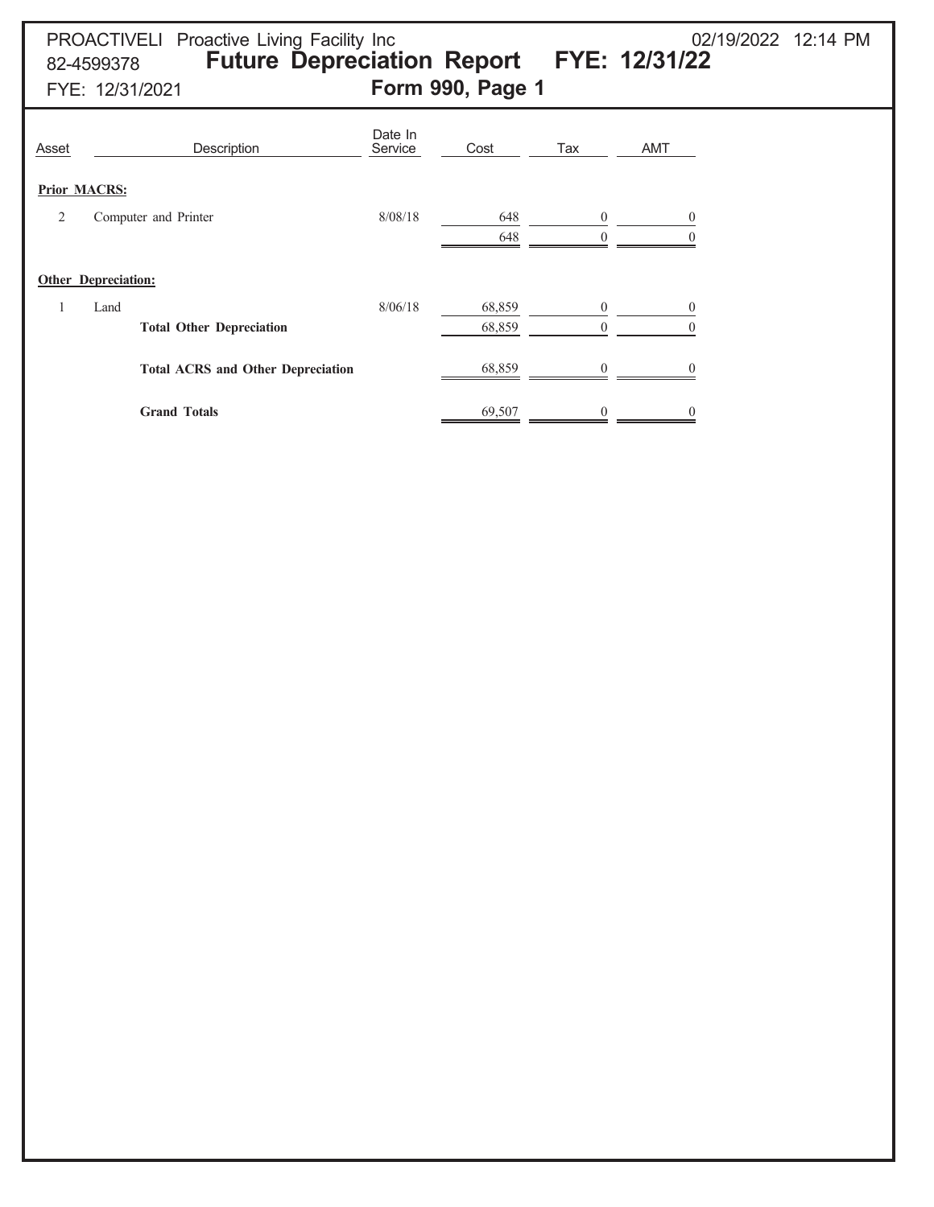PROACTIVELI Proactive Living Facility Inc
82-4599378
FYE: 12/31/2021

02/19/2022 12:14 PM

# Future Depreciation Report FYE: 12/31/22

## Form 990, Page 1

| Asset | Description | Date In Service | Cost | Tax | AMT |
|---|---|---|---|---|---|
| **Prior MACRS:** | | | | | |
| 2 | Computer and Printer | 8/08/18 | 648 | 0 | 0 |
| | | | 648 | 0 | 0 |
| **Other Depreciation:** | | | | | |
| 1 | Land | 8/06/18 | 68,859 | 0 | 0 |
| | **Total Other Depreciation** | | 68,859 | 0 | 0 |
| | **Total ACRS and Other Depreciation** | | 68,859 | 0 | 0 |
| | **Grand Totals** | | 69,507 | 0 | 0 |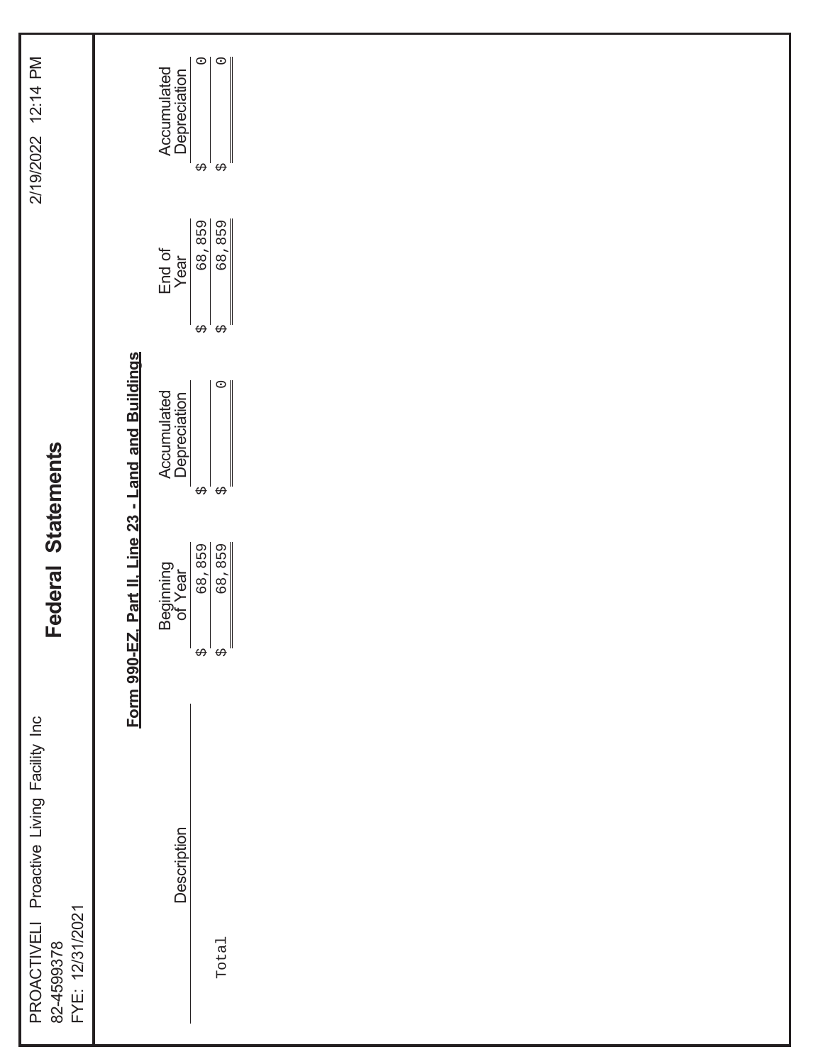PROACTIVELI Proactive Living Facility Inc
82-4599378
FYE: 12/31/2021

# Federal Statements

## Form 990-EZ, Part II, Line 23 - Land and Buildings

| Description | Beginning of Year | Accumulated Depreciation | End of Year | Accumulated Depreciation |
|---|---|---|---|---|
| | $ 68,859 | $ | $ 68,859 | $ 0 |
| Total | $ 68,859 | $ 0 | $ 68,859 | $ 0 |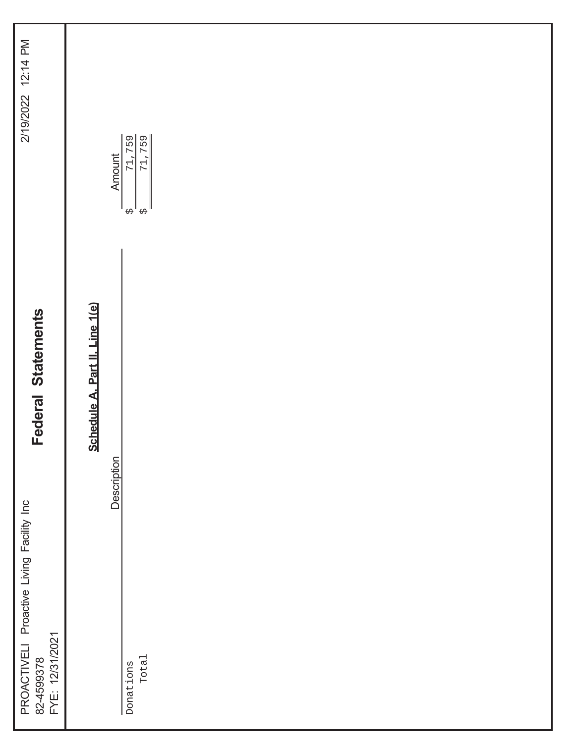PROACTIVELI Proactive Living Facility Inc
82-4599378
FYE: 12/31/2021

# Federal Statements

## Schedule A, Part II, Line 1(e)

| Description | Amount |
|---|---|
| Donations | $ 71,759 |
| Total | $ 71,759 |